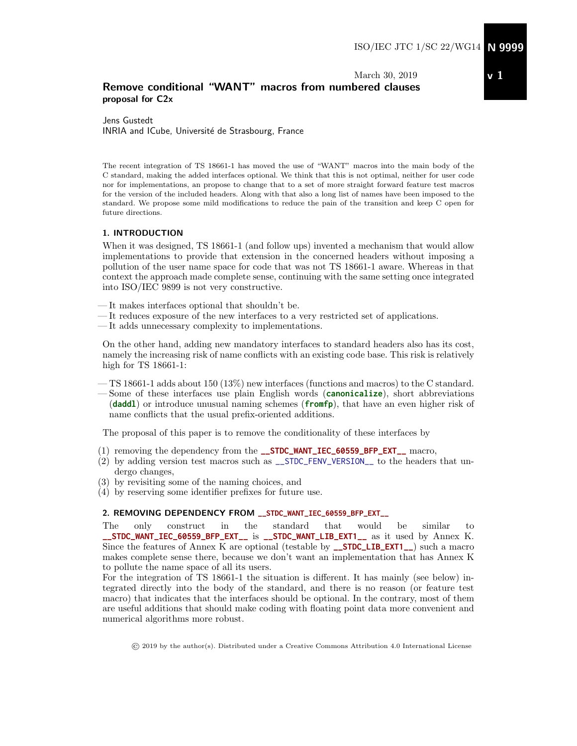ISO/IEC JTC 1/SC 22/WG14 **N 9999**

**v 1**

March 30, 2019

# Remove conditional "WANT" macros from numbered clauses

**proposal for C2x**

Jens Gustedt
INRIA and ICube, Université de Strasbourg, France

The recent integration of TS 18661-1 has moved the use of "WANT" macros into the main body of the C standard, making the added interfaces optional. We think that this is not optimal, neither for user code nor for implementations, an propose to change that to a set of more straight forward feature test macros for the version of the included headers. Along with that also a long list of names have been imposed to the standard. We propose some mild modifications to reduce the pain of the transition and keep C open for future directions.

## 1. INTRODUCTION

When it was designed, TS 18661-1 (and follow ups) invented a mechanism that would allow implementations to provide that extension in the concerned headers without imposing a pollution of the user name space for code that was not TS 18661-1 aware. Whereas in that context the approach made complete sense, continuing with the same setting once integrated into ISO/IEC 9899 is not very constructive.

— It makes interfaces optional that shouldn't be.
— It reduces exposure of the new interfaces to a very restricted set of applications.
— It adds unnecessary complexity to implementations.

On the other hand, adding new mandatory interfaces to standard headers also has its cost, namely the increasing risk of name conflicts with an existing code base. This risk is relatively high for TS 18661-1:

— TS 18661-1 adds about 150 (13%) new interfaces (functions and macros) to the C standard.
— Some of these interfaces use plain English words (**`canonicalize`**), short abbreviations (**`daddl`**) or introduce unusual naming schemes (**`fromfp`**), that have an even higher risk of name conflicts that the usual prefix-oriented additions.

The proposal of this paper is to remove the conditionality of these interfaces by

(1) removing the dependency from the **`__STDC_WANT_IEC_60559_BFP_EXT__`** macro,
(2) by adding version test macros such as `__STDC_FENV_VERSION__` to the headers that undergo changes,
(3) by revisiting some of the naming choices, and
(4) by reserving some identifier prefixes for future use.

## 2. REMOVING DEPENDENCY FROM `__STDC_WANT_IEC_60559_BFP_EXT__`

The only construct in the standard that would be similar to **`__STDC_WANT_IEC_60559_BFP_EXT__`** is **`__STDC_WANT_LIB_EXT1__`** as it used by Annex K. Since the features of Annex K are optional (testable by **`__STDC_LIB_EXT1__`**) such a macro makes complete sense there, because we don't want an implementation that has Annex K to pollute the name space of all its users.
For the integration of TS 18661-1 the situation is different. It has mainly (see below) integrated directly into the body of the standard, and there is no reason (or feature test macro) that indicates that the interfaces should be optional. In the contrary, most of them are useful additions that should make coding with floating point data more convenient and numerical algorithms more robust.

© 2019 by the author(s). Distributed under a Creative Commons Attribution 4.0 International License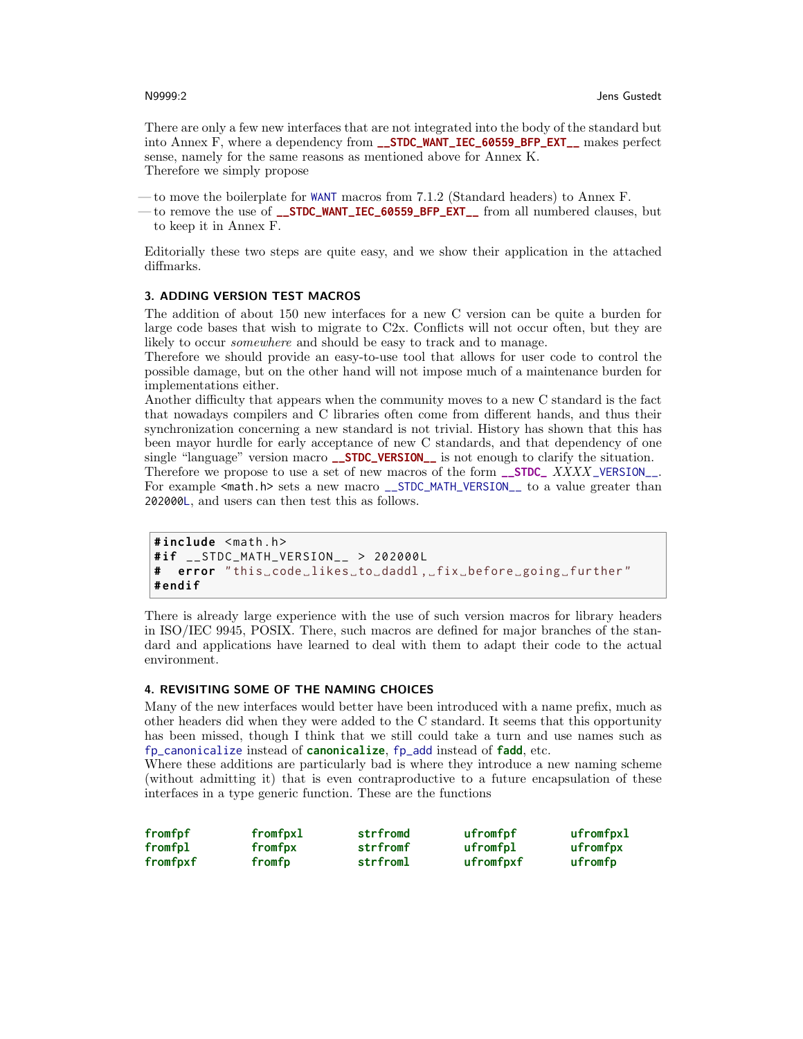There are only a few new interfaces that are not integrated into the body of the standard but into Annex F, where a dependency from **__STDC_WANT_IEC_60559_BFP_EXT__** makes perfect sense, namely for the same reasons as mentioned above for Annex K.
Therefore we simply propose

— to move the boilerplate for `WANT` macros from 7.1.2 (Standard headers) to Annex F.
— to remove the use of **__STDC_WANT_IEC_60559_BFP_EXT__** from all numbered clauses, but to keep it in Annex F.

Editorially these two steps are quite easy, and we show their application in the attached diffmarks.

## 3. ADDING VERSION TEST MACROS

The addition of about 150 new interfaces for a new C version can be quite a burden for large code bases that wish to migrate to C2x. Conflicts will not occur often, but they are likely to occur *somewhere* and should be easy to track and to manage.
Therefore we should provide an easy-to-use tool that allows for user code to control the possible damage, but on the other hand will not impose much of a maintenance burden for implementations either.
Another difficulty that appears when the community moves to a new C standard is the fact that nowadays compilers and C libraries often come from different hands, and thus their synchronization concerning a new standard is not trivial. History has shown that this has been mayor hurdle for early acceptance of new C standards, and that dependency of one single "language" version macro **__STDC_VERSION__** is not enough to clarify the situation.
Therefore we propose to use a set of new macros of the form **__STDC_** *XXXX*`_VERSION__`. For example `<math.h>` sets a new macro `__STDC_MATH_VERSION__` to a value greater than `202000L`, and users can then test this as follows.

```
#include <math.h>
#if __STDC_MATH_VERSION__ > 202000L
#  error "this code likes to daddl, fix before going further"
#endif
```

There is already large experience with the use of such version macros for library headers in ISO/IEC 9945, POSIX. There, such macros are defined for major branches of the standard and applications have learned to deal with them to adapt their code to the actual environment.

## 4. REVISITING SOME OF THE NAMING CHOICES

Many of the new interfaces would better have been introduced with a name prefix, much as other headers did when they were added to the C standard. It seems that this opportunity has been missed, though I think that we still could take a turn and use names such as `fp_canonicalize` instead of **canonicalize**, `fp_add` instead of **fadd**, etc.
Where these additions are particularly bad is where they introduce a new naming scheme (without admitting it) that is even contraproductive to a future encapsulation of these interfaces in a type generic function. These are the functions

| | | | | |
|---|---|---|---|---|
| **fromfpf** | **fromfpxl** | **strfromd** | **ufromfpf** | **ufromfpxl** |
| **fromfpl** | **fromfpx** | **strfromf** | **ufromfpl** | **ufromfpx** |
| **fromfpxf** | **fromfp** | **strfroml** | **ufromfpxf** | **ufromfp** |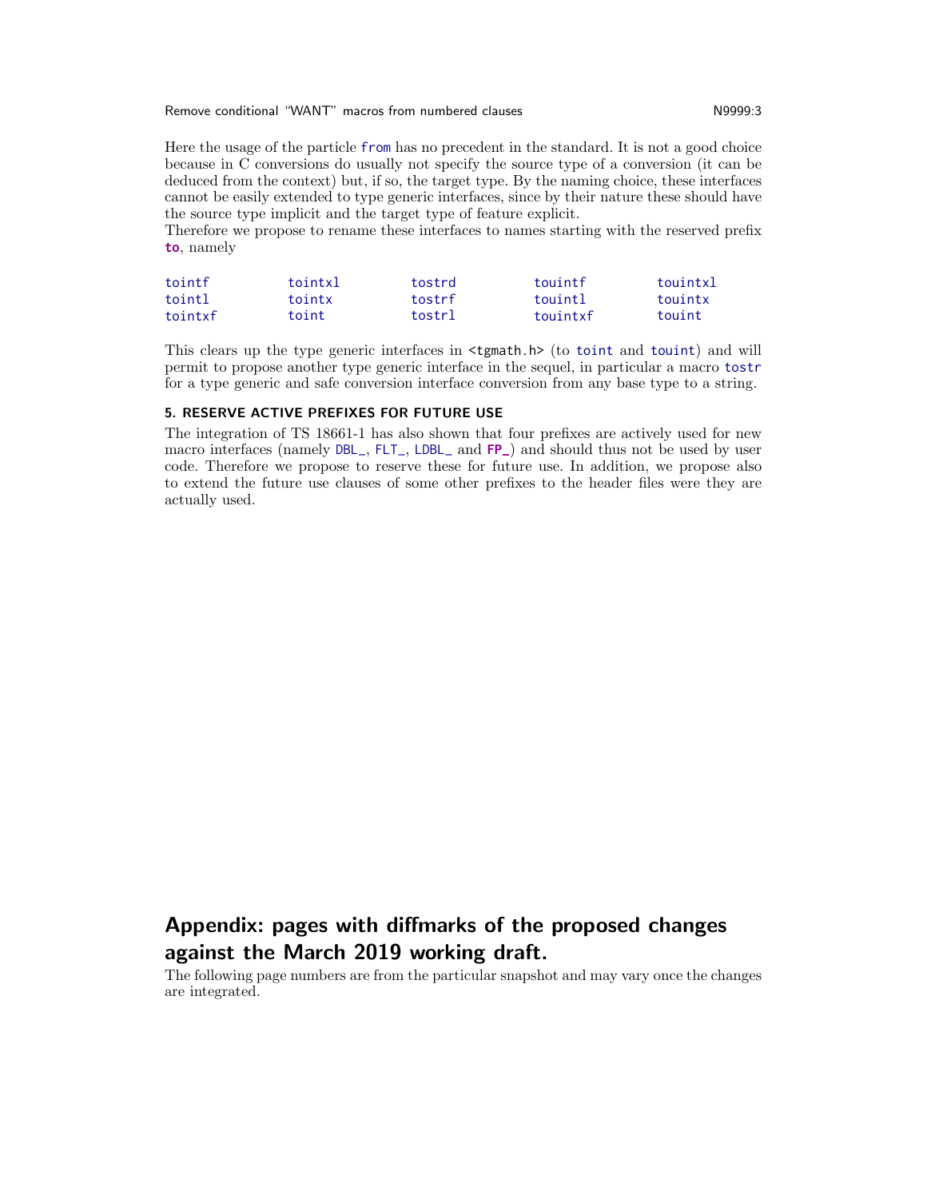Here the usage of the particle `from` has no precedent in the standard. It is not a good choice because in C conversions do usually not specify the source type of a conversion (it can be deduced from the context) but, if so, the target type. By the naming choice, these interfaces cannot be easily extended to type generic interfaces, since by their nature these should have the source type implicit and the target type of feature explicit.
Therefore we propose to rename these interfaces to names starting with the reserved prefix **`to`**, namely

| | | | | |
|---|---|---|---|---|
| `tointf` | `tointxl` | `tostrd` | `touintf` | `touintxl` |
| `tointl` | `tointx` | `tostrf` | `touintl` | `touintx` |
| `tointxf` | `toint` | `tostrl` | `touintxf` | `touint` |

This clears up the type generic interfaces in `<tgmath.h>` (to `toint` and `touint`) and will permit to propose another type generic interface in the sequel, in particular a macro `tostr` for a type generic and safe conversion interface conversion from any base type to a string.

### 5. RESERVE ACTIVE PREFIXES FOR FUTURE USE

The integration of TS 18661-1 has also shown that four prefixes are actively used for new macro interfaces (namely `DBL_`, `FLT_`, `LDBL_` and **`FP_`**) and should thus not be used by user code. Therefore we propose to reserve these for future use. In addition, we propose also to extend the future use clauses of some other prefixes to the header files were they are actually used.

## Appendix: pages with diffmarks of the proposed changes against the March 2019 working draft.

The following page numbers are from the particular snapshot and may vary once the changes are integrated.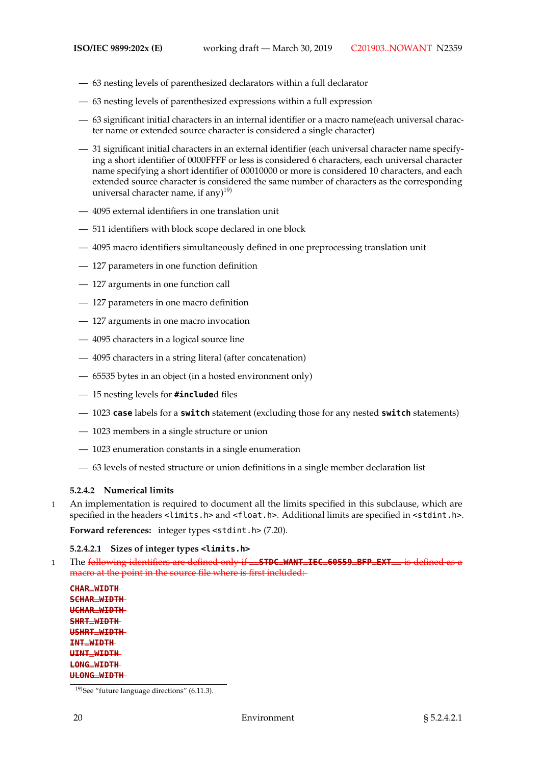— 63 nesting levels of parenthesized declarators within a full declarator

— 63 nesting levels of parenthesized expressions within a full expression

— 63 significant initial characters in an internal identifier or a macro name(each universal character name or extended source character is considered a single character)

— 31 significant initial characters in an external identifier (each universal character name specifying a short identifier of 0000FFFF or less is considered 6 characters, each universal character name specifying a short identifier of 00010000 or more is considered 10 characters, and each extended source character is considered the same number of characters as the corresponding universal character name, if any)[19]

— 4095 external identifiers in one translation unit

— 511 identifiers with block scope declared in one block

— 4095 macro identifiers simultaneously defined in one preprocessing translation unit

— 127 parameters in one function definition

— 127 arguments in one function call

— 127 parameters in one macro definition

— 127 arguments in one macro invocation

— 4095 characters in a logical source line

— 4095 characters in a string literal (after concatenation)

— 65535 bytes in an object (in a hosted environment only)

— 15 nesting levels for **#include**d files

— 1023 **case** labels for a **switch** statement (excluding those for any nested **switch** statements)

— 1023 members in a single structure or union

— 1023 enumeration constants in a single enumeration

— 63 levels of nested structure or union definitions in a single member declaration list

#### 5.2.4.2 Numerical limits

1 An implementation is required to document all the limits specified in this subclause, which are specified in the headers `<limits.h>` and `<float.h>`. Additional limits are specified in `<stdint.h>`.

**Forward references:** integer types `<stdint.h>` (7.20).

##### 5.2.4.2.1 Sizes of integer types `<limits.h>`

1 The ~~following identifiers are defined only if __STDC_WANT_IEC_60559_BFP_EXT__ is defined as a macro at the point in the source file where is first included:~~

~~**CHAR_WIDTH**~~
~~**SCHAR_WIDTH**~~
~~**UCHAR_WIDTH**~~
~~**SHRT_WIDTH**~~
~~**USHRT_WIDTH**~~
~~**INT_WIDTH**~~
~~**UINT_WIDTH**~~
~~**LONG_WIDTH**~~
~~**ULONG_WIDTH**~~

[19]See “future language directions” (6.11.3).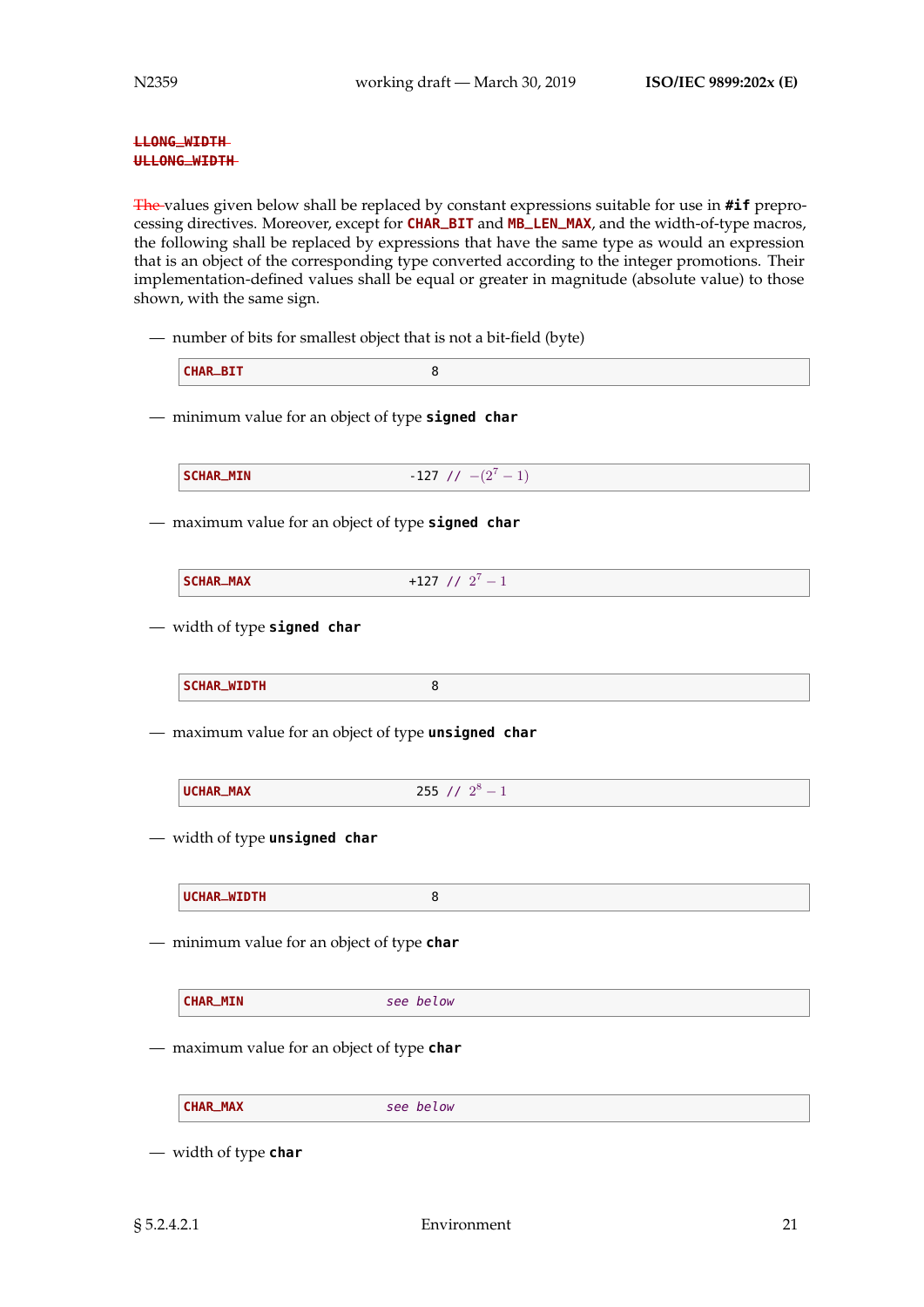~~LLONG_WIDTH~~
~~ULLONG_WIDTH~~

~~The~~ values given below shall be replaced by constant expressions suitable for use in **#if** preprocessing directives. Moreover, except for **CHAR_BIT** and **MB_LEN_MAX**, and the width-of-type macros, the following shall be replaced by expressions that have the same type as would an expression that is an object of the corresponding type converted according to the integer promotions. Their implementation-defined values shall be equal or greater in magnitude (absolute value) to those shown, with the same sign.

— number of bits for smallest object that is not a bit-field (byte)

```
CHAR_BIT                    8
```

— minimum value for an object of type **signed char**

```
SCHAR_MIN                   -127 // −(2^7 − 1)
```

— maximum value for an object of type **signed char**

```
SCHAR_MAX                   +127 // 2^7 − 1
```

— width of type **signed char**

```
SCHAR_WIDTH                 8
```

— maximum value for an object of type **unsigned char**

```
UCHAR_MAX                   255 // 2^8 − 1
```

— width of type **unsigned char**

```
UCHAR_WIDTH                 8
```

— minimum value for an object of type **char**

```
CHAR_MIN                    see below
```

— maximum value for an object of type **char**

```
CHAR_MAX                    see below
```

— width of type **char**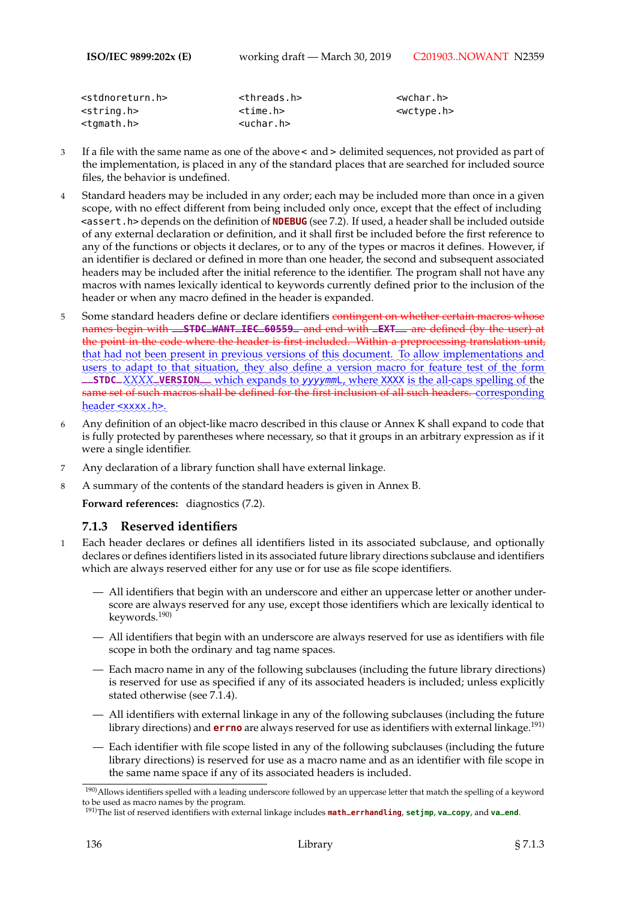```
<stdnoreturn.h>        <threads.h>        <wchar.h>
<string.h>             <time.h>           <wctype.h>
<tgmath.h>             <uchar.h>
```

3 If a file with the same name as one of the above < and > delimited sequences, not provided as part of the implementation, is placed in any of the standard places that are searched for included source files, the behavior is undefined.

4 Standard headers may be included in any order; each may be included more than once in a given scope, with no effect different from being included only once, except that the effect of including `<assert.h>` depends on the definition of **`NDEBUG`** (see 7.2). If used, a header shall be included outside of any external declaration or definition, and it shall first be included before the first reference to any of the functions or objects it declares, or to any of the types or macros it defines. However, if an identifier is declared or defined in more than one header, the second and subsequent associated headers may be included after the initial reference to the identifier. The program shall not have any macros with names lexically identical to keywords currently defined prior to the inclusion of the header or when any macro defined in the header is expanded.

5 Some standard headers define or declare identifiers ~~contingent on whether certain macros whose names begin with **`__STDC_WANT_IEC_60559_`** and end with **`_EXT__`** are defined (by the user) at the point in the code where the header is first included. Within a preprocessing translation unit,~~ that had not been present in previous versions of this document. To allow implementations and users to adapt to that situation, they also define a version macro for feature test of the form **`__STDC_`***XXXX***`_VERSION__`** which expands to *yyyymm*`L`, where XXXX is the all-caps spelling of the ~~same set of such macros shall be defined for the first inclusion of all such headers.~~ corresponding header `<xxxx.h>`.

6 Any definition of an object-like macro described in this clause or Annex K shall expand to code that is fully protected by parentheses where necessary, so that it groups in an arbitrary expression as if it were a single identifier.

7 Any declaration of a library function shall have external linkage.

8 A summary of the contents of the standard headers is given in Annex B.

**Forward references:** diagnostics (7.2).

### 7.1.3 Reserved identifiers

1 Each header declares or defines all identifiers listed in its associated subclause, and optionally declares or defines identifiers listed in its associated future library directions subclause and identifiers which are always reserved either for any use or for use as file scope identifiers.

- All identifiers that begin with an underscore and either an uppercase letter or another underscore are always reserved for any use, except those identifiers which are lexically identical to keywords.[190]
- All identifiers that begin with an underscore are always reserved for use as identifiers with file scope in both the ordinary and tag name spaces.
- Each macro name in any of the following subclauses (including the future library directions) is reserved for use as specified if any of its associated headers is included; unless explicitly stated otherwise (see 7.1.4).
- All identifiers with external linkage in any of the following subclauses (including the future library directions) and **`errno`** are always reserved for use as identifiers with external linkage.[191]
- Each identifier with file scope listed in any of the following subclauses (including the future library directions) is reserved for use as a macro name and as an identifier with file scope in the same name space if any of its associated headers is included.

[190] Allows identifiers spelled with a leading underscore followed by an uppercase letter that match the spelling of a keyword to be used as macro names by the program.

[191] The list of reserved identifiers with external linkage includes **`math_errhandling`**, **`setjmp`**, **`va_copy`**, and **`va_end`**.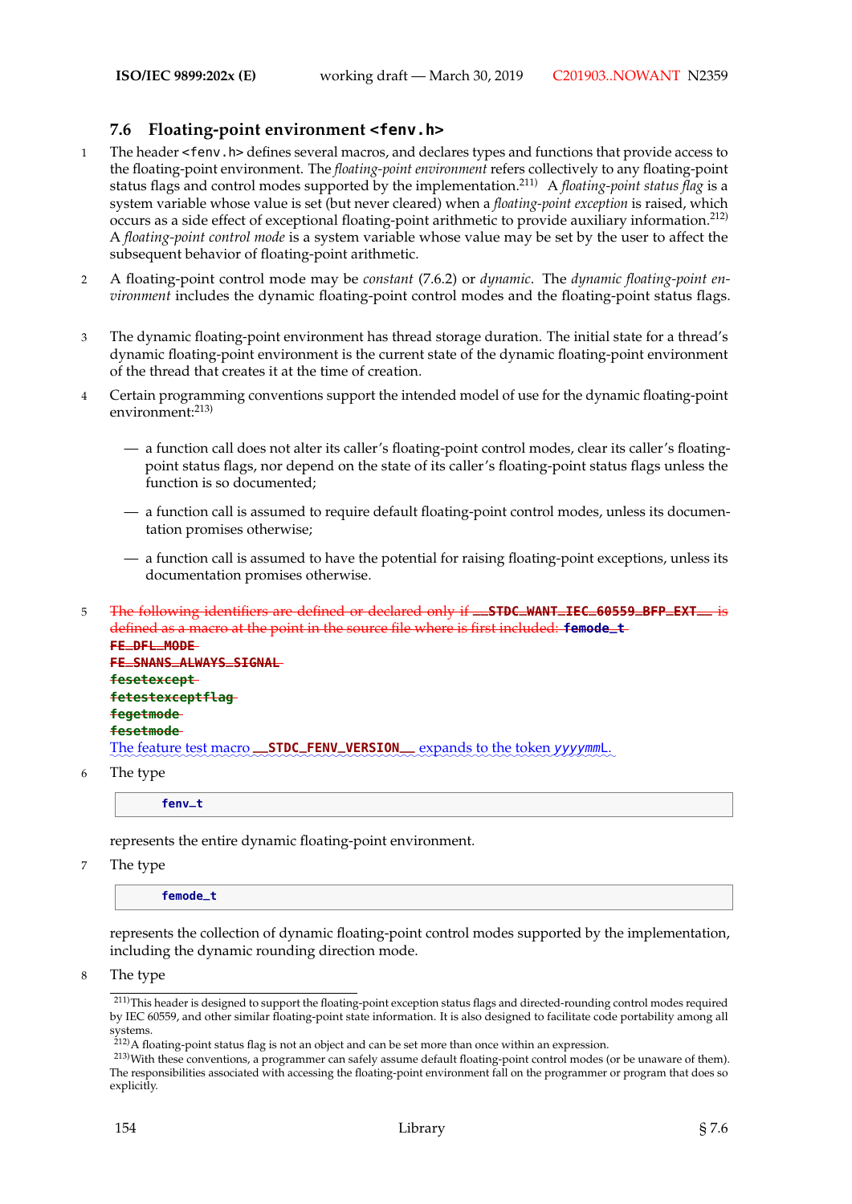## 7.6 Floating-point environment `<fenv.h>`

1 The header `<fenv.h>` defines several macros, and declares types and functions that provide access to the floating-point environment. The *floating-point environment* refers collectively to any floating-point status flags and control modes supported by the implementation.[211] A *floating-point status flag* is a system variable whose value is set (but never cleared) when a *floating-point exception* is raised, which occurs as a side effect of exceptional floating-point arithmetic to provide auxiliary information.[212] A *floating-point control mode* is a system variable whose value may be set by the user to affect the subsequent behavior of floating-point arithmetic.

2 A floating-point control mode may be *constant* (7.6.2) or *dynamic*. The *dynamic floating-point environment* includes the dynamic floating-point control modes and the floating-point status flags.

3 The dynamic floating-point environment has thread storage duration. The initial state for a thread's dynamic floating-point environment is the current state of the dynamic floating-point environment of the thread that creates it at the time of creation.

4 Certain programming conventions support the intended model of use for the dynamic floating-point environment:[213]

— a function call does not alter its caller's floating-point control modes, clear its caller's floating-point status flags, nor depend on the state of its caller's floating-point status flags unless the function is so documented;

— a function call is assumed to require default floating-point control modes, unless its documentation promises otherwise;

— a function call is assumed to have the potential for raising floating-point exceptions, unless its documentation promises otherwise.

5 ~~The following identifiers are defined or declared only if `__STDC_WANT_IEC_60559_BFP_EXT__` is defined as a macro at the point in the source file where is first included: `femode_t`~~
~~`FE_DFL_MODE`~~
~~`FE_SNANS_ALWAYS_SIGNAL`~~
~~`fesetexcept`~~
~~`fetestexceptflag`~~
~~`fegetmode`~~
~~`fesetmode`~~
The feature test macro `__STDC_FENV_VERSION__` expands to the token *yyyymm*`L`.

6 The type

```
fenv_t
```

represents the entire dynamic floating-point environment.

7 The type

```
femode_t
```

represents the collection of dynamic floating-point control modes supported by the implementation, including the dynamic rounding direction mode.

8 The type

---

[211] This header is designed to support the floating-point exception status flags and directed-rounding control modes required by IEC 60559, and other similar floating-point state information. It is also designed to facilitate code portability among all systems.

[212] A floating-point status flag is not an object and can be set more than once within an expression.

[213] With these conventions, a programmer can safely assume default floating-point control modes (or be unaware of them). The responsibilities associated with accessing the floating-point environment fall on the programmer or program that does so explicitly.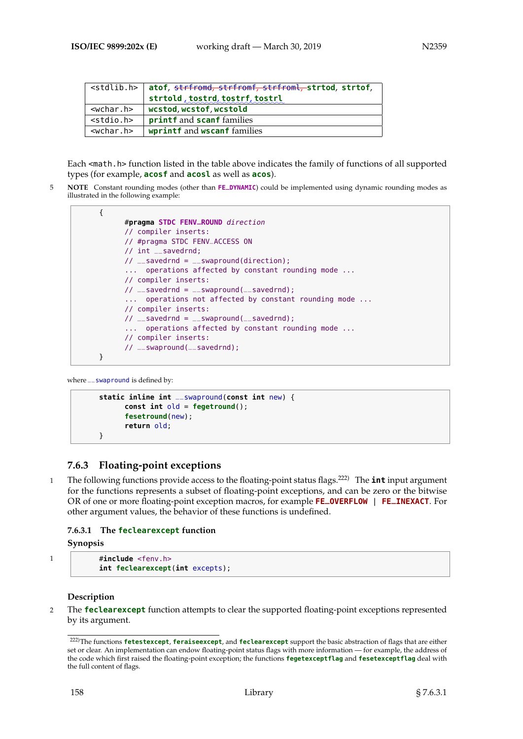| `<stdlib.h>` | **atof**, ~~**strfromd**, **strfromf**, **strfroml**,~~ **strtod**, **strtof**, **strtold** , **tostrd**, **tostrf**, **tostrl** |
|---|---|
| `<wchar.h>` | **wcstod**, **wcstof**, **wcstold** |
| `<stdio.h>` | **printf** and **scanf** families |
| `<wchar.h>` | **wprintf** and **wscanf** families |

Each `<math.h>` function listed in the table above indicates the family of functions of all supported types (for example, **acosf** and **acosl** as well as **acos**).

5 **NOTE** Constant rounding modes (other than **FE_DYNAMIC**) could be implemented using dynamic rounding modes as illustrated in the following example:

```
{
        #pragma STDC FENV_ROUND direction
        // compiler inserts:
        // #pragma STDC FENV_ACCESS ON
        // int __savedrnd;
        // __savedrnd = __swapround(direction);
        ... operations affected by constant rounding mode ...
        // compiler inserts:
        // __savedrnd = __swapround(__savedrnd);
        ... operations not affected by constant rounding mode ...
        // compiler inserts:
        // __savedrnd = __swapround(__savedrnd);
        ... operations affected by constant rounding mode ...
        // compiler inserts:
        // __swapround(__savedrnd);
}
```

where `__swapround` is defined by:

```
static inline int __swapround(const int new) {
        const int old = fegetround();
        fesetround(new);
        return old;
}
```

### 7.6.3 Floating-point exceptions

1 The following functions provide access to the floating-point status flags.[222] The **int** input argument for the functions represents a subset of floating-point exceptions, and can be zero or the bitwise OR of one or more floating-point exception macros, for example **FE_OVERFLOW | FE_INEXACT**. For other argument values, the behavior of these functions is undefined.

#### 7.6.3.1 The **feclearexcept** function

**Synopsis**

1
```
#include <fenv.h>
int feclearexcept(int excepts);
```

**Description**

2 The **feclearexcept** function attempts to clear the supported floating-point exceptions represented by its argument.

---

[222]The functions **fetestexcept**, **feraiseexcept**, and **feclearexcept** support the basic abstraction of flags that are either set or clear. An implementation can endow floating-point status flags with more information — for example, the address of the code which first raised the floating-point exception; the functions **fegetexceptflag** and **fesetexceptflag** deal with the full content of flags.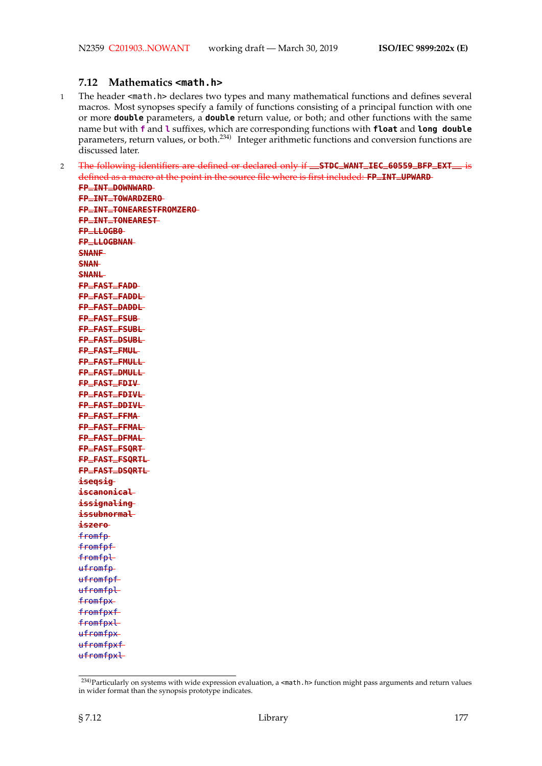## 7.12 Mathematics `<math.h>`

1 The header `<math.h>` declares two types and many mathematical functions and defines several macros. Most synopses specify a family of functions consisting of a principal function with one or more **`double`** parameters, a **`double`** return value, or both; and other functions with the same name but with **`f`** and **`l`** suffixes, which are corresponding functions with **`float`** and **`long double`** parameters, return values, or both.[234] Integer arithmetic functions and conversion functions are discussed later.

2 ~~The following identifiers are defined or declared only if **`__STDC_WANT_IEC_60559_BFP_EXT__`** is defined as a macro at the point in the source file where is first included: **`FP_INT_UPWARD`**~~
~~**`FP_INT_DOWNWARD`**~~
~~**`FP_INT_TOWARDZERO`**~~
~~**`FP_INT_TONEARESTFROMZERO`**~~
~~**`FP_INT_TONEAREST`**~~
~~**`FP_LLOGB0`**~~
~~**`FP_LLOGBNAN`**~~
~~**`SNANF`**~~
~~**`SNAN`**~~
~~**`SNANL`**~~
~~**`FP_FAST_FADD`**~~
~~**`FP_FAST_FADDL`**~~
~~**`FP_FAST_DADDL`**~~
~~**`FP_FAST_FSUB`**~~
~~**`FP_FAST_FSUBL`**~~
~~**`FP_FAST_DSUBL`**~~
~~**`FP_FAST_FMUL`**~~
~~**`FP_FAST_FMULL`**~~
~~**`FP_FAST_DMULL`**~~
~~**`FP_FAST_FDIV`**~~
~~**`FP_FAST_FDIVL`**~~
~~**`FP_FAST_DDIVL`**~~
~~**`FP_FAST_FFMA`**~~
~~**`FP_FAST_FFMAL`**~~
~~**`FP_FAST_DFMAL`**~~
~~**`FP_FAST_FSQRT`**~~
~~**`FP_FAST_FSQRTL`**~~
~~**`FP_FAST_DSQRTL`**~~
~~**`iseqsig`**~~
~~**`iscanonical`**~~
~~**`issignaling`**~~
~~**`issubnormal`**~~
~~**`iszero`**~~
~~`fromfp`~~
~~`fromfpf`~~
~~`fromfpl`~~
~~`ufromfp`~~
~~`ufromfpf`~~
~~`ufromfpl`~~
~~`fromfpx`~~
~~`fromfpxf`~~
~~`fromfpxl`~~
~~`ufromfpx`~~
~~`ufromfpxf`~~
~~`ufromfpxl`~~

[234] Particularly on systems with wide expression evaluation, a `<math.h>` function might pass arguments and return values in wider format than the synopsis prototype indicates.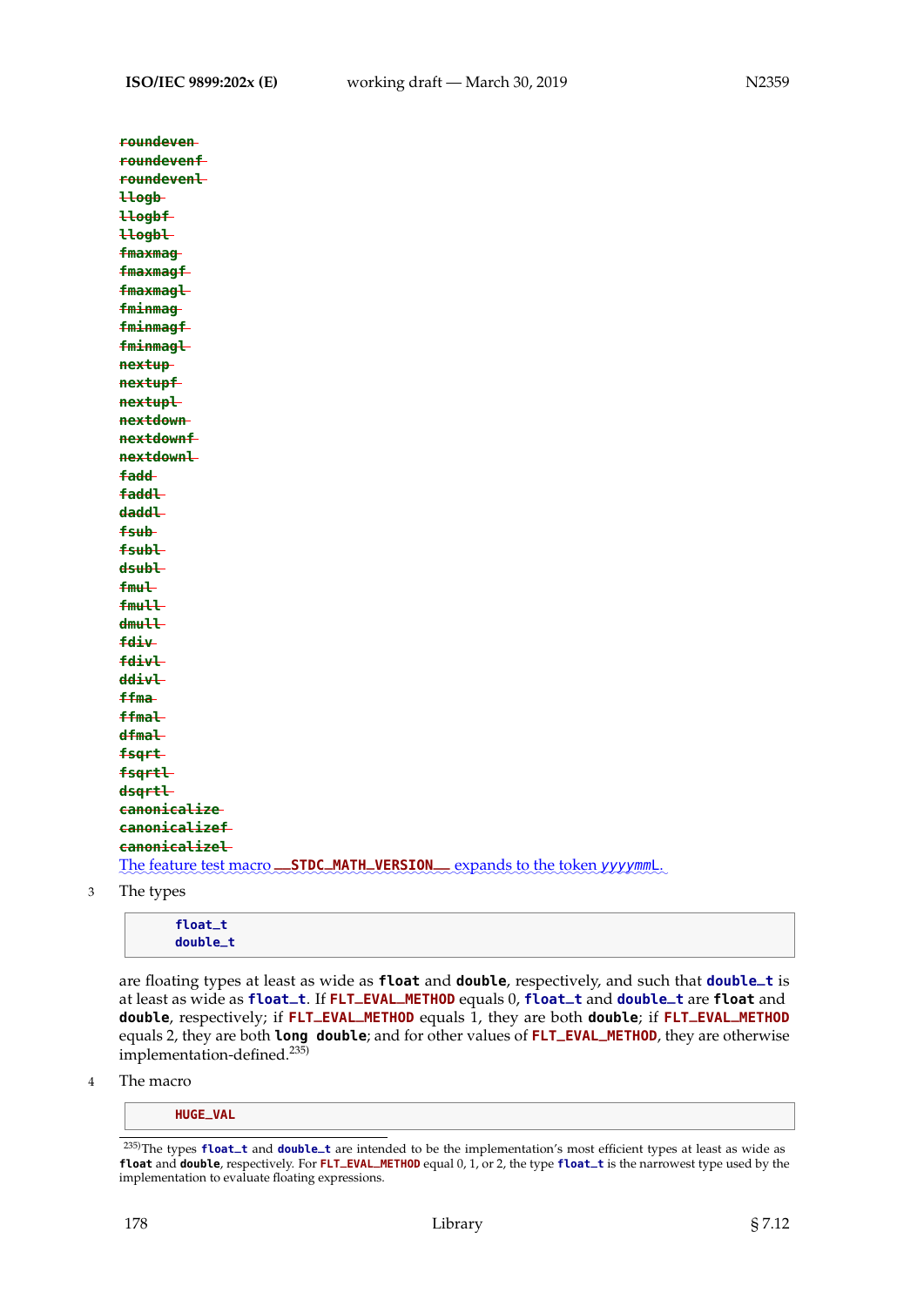~~`roundeven`~~
~~`roundevenf`~~
~~`roundevenl`~~
~~`llogb`~~
~~`llogbf`~~
~~`llogbl`~~
~~`fmaxmag`~~
~~`fmaxmagf`~~
~~`fmaxmagl`~~
~~`fminmag`~~
~~`fminmagf`~~
~~`fminmagl`~~
~~`nextup`~~
~~`nextupf`~~
~~`nextupl`~~
~~`nextdown`~~
~~`nextdownf`~~
~~`nextdownl`~~
~~`fadd`~~
~~`faddl`~~
~~`daddl`~~
~~`fsub`~~
~~`fsubl`~~
~~`dsubl`~~
~~`fmul`~~
~~`fmull`~~
~~`dmull`~~
~~`fdiv`~~
~~`fdivl`~~
~~`ddivl`~~
~~`ffma`~~
~~`ffmal`~~
~~`dfmal`~~
~~`fsqrt`~~
~~`fsqrtl`~~
~~`dsqrtl`~~
~~`canonicalize`~~
~~`canonicalizef`~~
~~`canonicalizel`~~

The feature test macro `__STDC_MATH_VERSION__` expands to the token *yyyymm*`L`.

3 The types

```
float_t
double_t
```

are floating types at least as wide as **`float`** and **`double`**, respectively, and such that **`double_t`** is at least as wide as **`float_t`**. If **`FLT_EVAL_METHOD`** equals 0, **`float_t`** and **`double_t`** are **`float`** and **`double`**, respectively; if **`FLT_EVAL_METHOD`** equals 1, they are both **`double`**; if **`FLT_EVAL_METHOD`** equals 2, they are both **`long double`**; and for other values of **`FLT_EVAL_METHOD`**, they are otherwise implementation-defined.[235)]

4 The macro

```
HUGE_VAL
```

---

235)The types **`float_t`** and **`double_t`** are intended to be the implementation's most efficient types at least as wide as **`float`** and **`double`**, respectively. For **`FLT_EVAL_METHOD`** equal 0, 1, or 2, the type **`float_t`** is the narrowest type used by the implementation to evaluate floating expressions.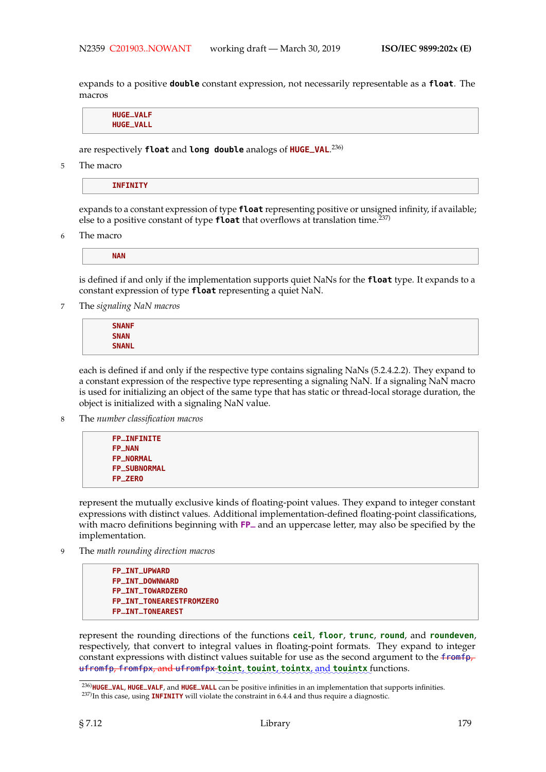expands to a positive **double** constant expression, not necessarily representable as a **float**. The macros

```
HUGE_VALF
HUGE_VALL
```

are respectively **float** and **long double** analogs of **HUGE_VAL**.[236)]

5 The macro

```
INFINITY
```

expands to a constant expression of type **float** representing positive or unsigned infinity, if available; else to a positive constant of type **float** that overflows at translation time.[237)]

6 The macro

```
NAN
```

is defined if and only if the implementation supports quiet NaNs for the **float** type. It expands to a constant expression of type **float** representing a quiet NaN.

7 The *signaling NaN macros*

```
SNANF
SNAN
SNANL
```

each is defined if and only if the respective type contains signaling NaNs (5.2.4.2.2). They expand to a constant expression of the respective type representing a signaling NaN. If a signaling NaN macro is used for initializing an object of the same type that has static or thread-local storage duration, the object is initialized with a signaling NaN value.

8 The *number classification macros*

```
FP_INFINITE
FP_NAN
FP_NORMAL
FP_SUBNORMAL
FP_ZERO
```

represent the mutually exclusive kinds of floating-point values. They expand to integer constant expressions with distinct values. Additional implementation-defined floating-point classifications, with macro definitions beginning with **FP_** and an uppercase letter, may also be specified by the implementation.

9 The *math rounding direction macros*

```
FP_INT_UPWARD
FP_INT_DOWNWARD
FP_INT_TOWARDZERO
FP_INT_TONEARESTFROMZERO
FP_INT_TONEAREST
```

represent the rounding directions of the functions **ceil**, **floor**, **trunc**, **round**, and **roundeven**, respectively, that convert to integral values in floating-point formats. They expand to integer constant expressions with distinct values suitable for use as the second argument to the ~~fromfp, ufromfp, fromfpx, and ufromfpx~~ **toint**, **touint**, **tointx**, and **touintx** functions.

---

236) **HUGE_VAL**, **HUGE_VALF**, and **HUGE_VALL** can be positive infinities in an implementation that supports infinities.

237) In this case, using **INFINITY** will violate the constraint in 6.4.4 and thus require a diagnostic.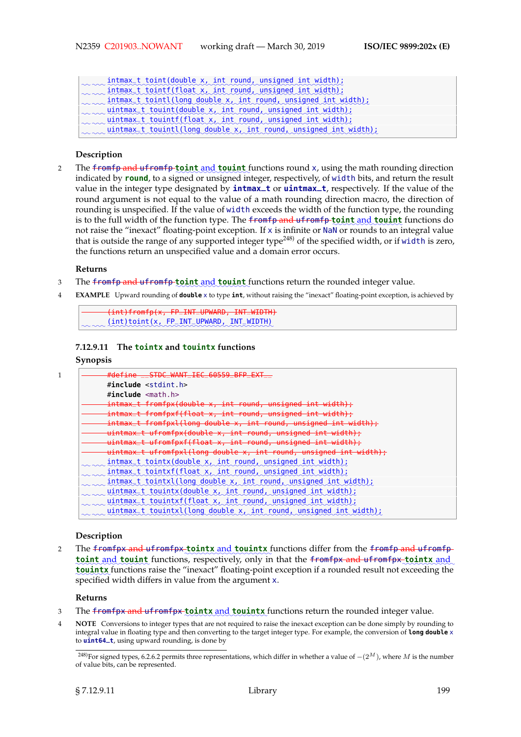```
intmax_t toint(double x, int round, unsigned int width);
intmax_t tointf(float x, int round, unsigned int width);
intmax_t tointl(long double x, int round, unsigned int width);
uintmax_t touint(double x, int round, unsigned int width);
uintmax_t touintf(float x, int round, unsigned int width);
uintmax_t touintl(long double x, int round, unsigned int width);
```

### Description

2 The ~~fromfp and ufromfp~~ **toint** and **touint** functions round x, using the math rounding direction indicated by **round**, to a signed or unsigned integer, respectively, of width bits, and return the result value in the integer type designated by **intmax_t** or **uintmax_t**, respectively. If the value of the round argument is not equal to the value of a math rounding direction macro, the direction of rounding is unspecified. If the value of width exceeds the width of the function type, the rounding is to the full width of the function type. The ~~fromfp and ufromfp~~ **toint** and **touint** functions do not raise the "inexact" floating-point exception. If x is infinite or NaN or rounds to an integral value that is outside the range of any supported integer type[248] of the specified width, or if width is zero, the functions return an unspecified value and a domain error occurs.

### Returns

3 The ~~fromfp and ufromfp~~ **toint** and **touint** functions return the rounded integer value.

4 **EXAMPLE** Upward rounding of **double** x to type **int**, without raising the "inexact" floating-point exception, is achieved by

```
~~(int)fromfp(x, FP_INT_UPWARD, INT_WIDTH)~~
(int)toint(x, FP_INT_UPWARD, INT_WIDTH)
```

### 7.12.9.11 The tointx and touintx functions

### Synopsis

1
```
~~#define __STDC_WANT_IEC_60559_BFP_EXT__~~
#include <stdint.h>
#include <math.h>
~~intmax_t fromfpx(double x, int round, unsigned int width);~~
~~intmax_t fromfpxf(float x, int round, unsigned int width);~~
~~intmax_t fromfpxl(long double x, int round, unsigned int width);~~
~~uintmax_t ufromfpx(double x, int round, unsigned int width);~~
~~uintmax_t ufromfpxf(float x, int round, unsigned int width);~~
~~uintmax_t ufromfpxl(long double x, int round, unsigned int width);~~
intmax_t tointx(double x, int round, unsigned int width);
intmax_t tointxf(float x, int round, unsigned int width);
intmax_t tointxl(long double x, int round, unsigned int width);
uintmax_t touintx(double x, int round, unsigned int width);
uintmax_t touintxf(float x, int round, unsigned int width);
uintmax_t touintxl(long double x, int round, unsigned int width);
```

### Description

2 The ~~fromfpx and ufromfpx~~ **tointx** and **touintx** functions differ from the ~~fromfp and ufromfp~~ **toint** and **touint** functions, respectively, only in that the ~~fromfpx and ufromfpx~~ **tointx** and **touintx** functions raise the "inexact" floating-point exception if a rounded result not exceeding the specified width differs in value from the argument x.

### Returns

3 The ~~fromfpx and ufromfpx~~ **tointx** and **touintx** functions return the rounded integer value.

4 **NOTE** Conversions to integer types that are not required to raise the inexact exception can be done simply by rounding to integral value in floating type and then converting to the target integer type. For example, the conversion of **long double** x to **uint64_t**, using upward rounding, is done by

---

[248]For signed types, 6.2.6.2 permits three representations, which differ in whether a value of $-(2^M)$, where $M$ is the number of value bits, can be represented.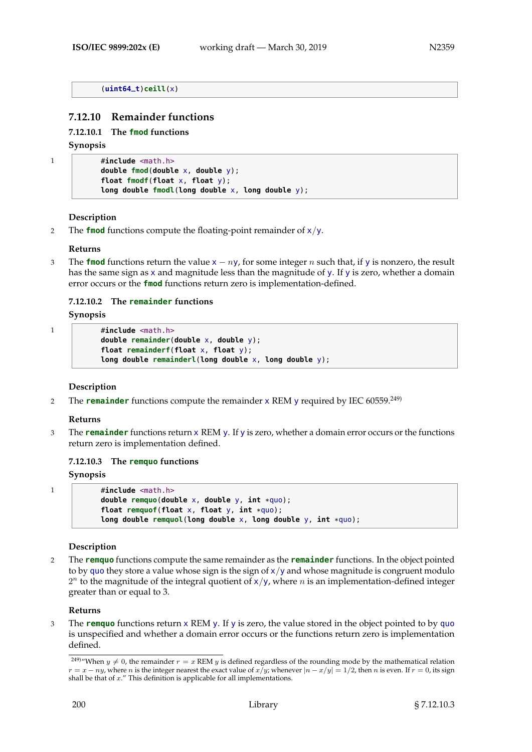```
(uint64_t)ceill(x)
```

### 7.12.10 Remainder functions

#### 7.12.10.1 The fmod functions

**Synopsis**

1
```
#include <math.h>
double fmod(double x, double y);
float fmodf(float x, float y);
long double fmodl(long double x, long double y);
```

**Description**

2 The **fmod** functions compute the floating-point remainder of x/y.

**Returns**

3 The **fmod** functions return the value x $-$ $n$y, for some integer $n$ such that, if y is nonzero, the result has the same sign as x and magnitude less than the magnitude of y. If y is zero, whether a domain error occurs or the **fmod** functions return zero is implementation-defined.

#### 7.12.10.2 The remainder functions

**Synopsis**

1
```
#include <math.h>
double remainder(double x, double y);
float remainderf(float x, float y);
long double remainderl(long double x, long double y);
```

**Description**

2 The **remainder** functions compute the remainder x REM y required by IEC 60559.[249)]

**Returns**

3 The **remainder** functions return x REM y. If y is zero, whether a domain error occurs or the functions return zero is implementation defined.

#### 7.12.10.3 The remquo functions

**Synopsis**

1
```
#include <math.h>
double remquo(double x, double y, int *quo);
float remquof(float x, float y, int *quo);
long double remquol(long double x, long double y, int *quo);
```

**Description**

2 The **remquo** functions compute the same remainder as the **remainder** functions. In the object pointed to by quo they store a value whose sign is the sign of x/y and whose magnitude is congruent modulo $2^n$ to the magnitude of the integral quotient of x/y, where $n$ is an implementation-defined integer greater than or equal to 3.

**Returns**

3 The **remquo** functions return x REM y. If y is zero, the value stored in the object pointed to by quo is unspecified and whether a domain error occurs or the functions return zero is implementation defined.

---

[249)] "When $y \neq 0$, the remainder $r = x$ REM $y$ is defined regardless of the rounding mode by the mathematical relation $r = x - ny$, where $n$ is the integer nearest the exact value of $x/y$; whenever $|n - x/y| = 1/2$, then $n$ is even. If $r = 0$, its sign shall be that of $x$." This definition is applicable for all implementations.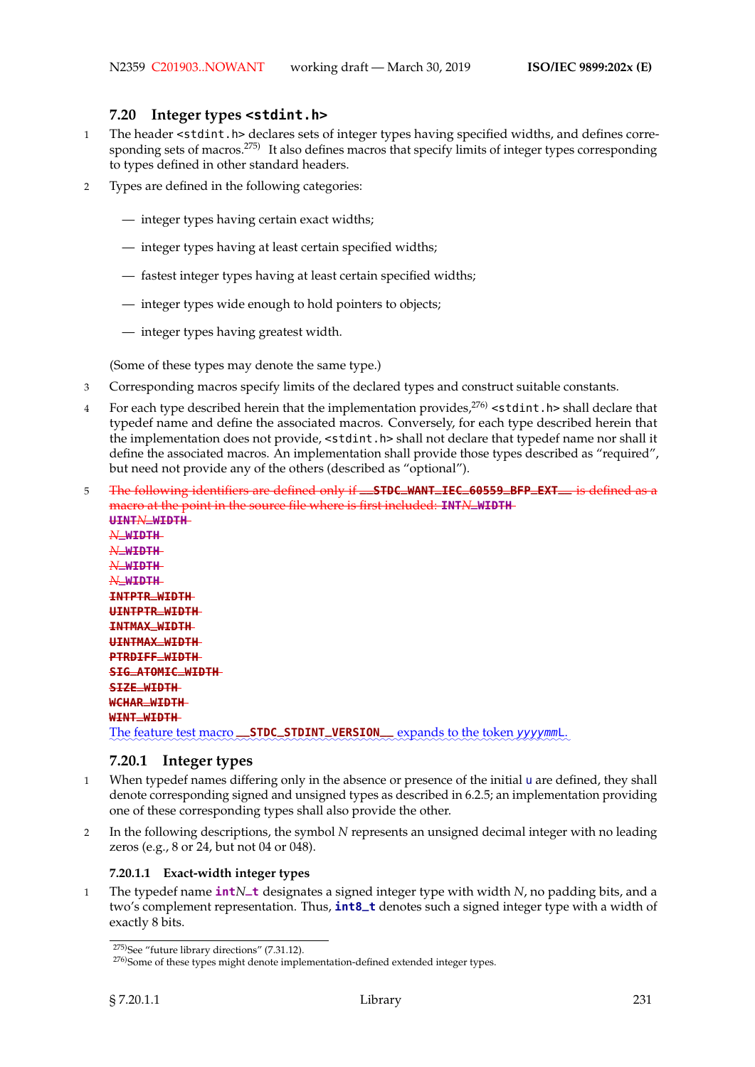## 7.20 Integer types `<stdint.h>`

1 The header `<stdint.h>` declares sets of integer types having specified widths, and defines corresponding sets of macros.[275] It also defines macros that specify limits of integer types corresponding to types defined in other standard headers.

2 Types are defined in the following categories:

— integer types having certain exact widths;

— integer types having at least certain specified widths;

— fastest integer types having at least certain specified widths;

— integer types wide enough to hold pointers to objects;

— integer types having greatest width.

(Some of these types may denote the same type.)

3 Corresponding macros specify limits of the declared types and construct suitable constants.

4 For each type described herein that the implementation provides,[276] `<stdint.h>` shall declare that typedef name and define the associated macros. Conversely, for each type described herein that the implementation does not provide, `<stdint.h>` shall not declare that typedef name nor shall it define the associated macros. An implementation shall provide those types described as "required", but need not provide any of the others (described as "optional").

5 ~~The following identifiers are defined only if **__STDC_WANT_IEC_60559_BFP_EXT__** is defined as a macro at the point in the source file where is first included: **INT*N*_WIDTH**~~
~~**UINT*N*_WIDTH**~~
~~***N*_WIDTH**~~
~~***N*_WIDTH**~~
~~***N*_WIDTH**~~
~~***N*_WIDTH**~~
~~**INTPTR_WIDTH**~~
~~**UINTPTR_WIDTH**~~
~~**INTMAX_WIDTH**~~
~~**UINTMAX_WIDTH**~~
~~**PTRDIFF_WIDTH**~~
~~**SIG_ATOMIC_WIDTH**~~
~~**SIZE_WIDTH**~~
~~**WCHAR_WIDTH**~~
~~**WINT_WIDTH**~~
The feature test macro **__STDC_STDINT_VERSION__** expands to the token *yyyymm*L.

### 7.20.1 Integer types

1 When typedef names differing only in the absence or presence of the initial `u` are defined, they shall denote corresponding signed and unsigned types as described in 6.2.5; an implementation providing one of these corresponding types shall also provide the other.

2 In the following descriptions, the symbol $N$ represents an unsigned decimal integer with no leading zeros (e.g., 8 or 24, but not 04 or 048).

#### 7.20.1.1 Exact-width integer types

1 The typedef name **int*N*_t** designates a signed integer type with width $N$, no padding bits, and a two's complement representation. Thus, **int8_t** denotes such a signed integer type with a width of exactly 8 bits.

[275] See "future library directions" (7.31.12).

[276] Some of these types might denote implementation-defined extended integer types.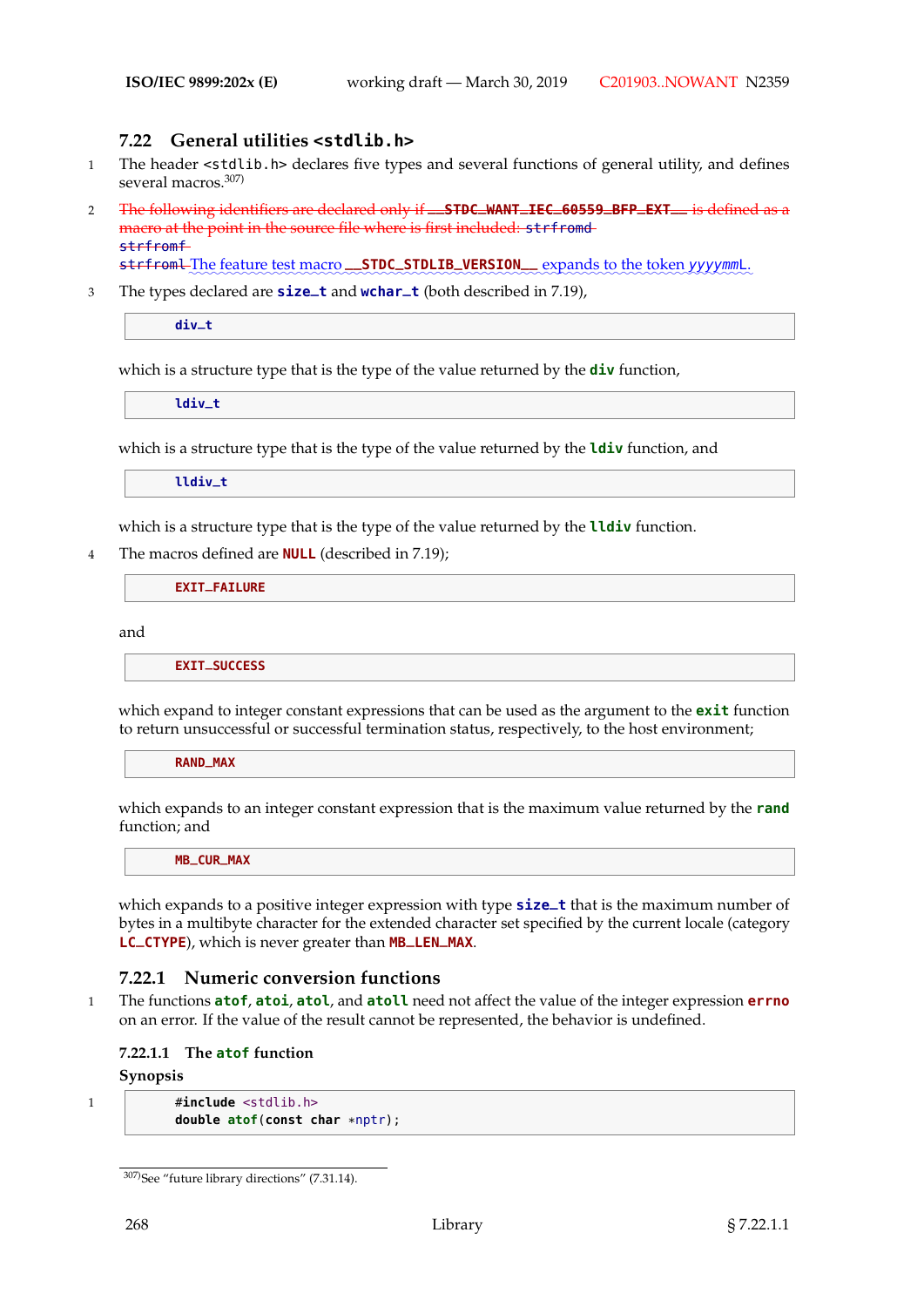## 7.22 General utilities `<stdlib.h>`

1 The header `<stdlib.h>` declares five types and several functions of general utility, and defines several macros.[307]

2 ~~The following identifiers are declared only if `__STDC_WANT_IEC_60559_BFP_EXT__` is defined as a macro at the point in the source file where is first included: `strfromd` `strfromf` `strfroml`~~ The feature test macro `__STDC_STDLIB_VERSION__` expands to the token *yyyymm*`L`.

3 The types declared are **`size_t`** and **`wchar_t`** (both described in 7.19),

```
div_t
```

which is a structure type that is the type of the value returned by the **`div`** function,

```
ldiv_t
```

which is a structure type that is the type of the value returned by the **`ldiv`** function, and

```
lldiv_t
```

which is a structure type that is the type of the value returned by the **`lldiv`** function.

4 The macros defined are **`NULL`** (described in 7.19);

```
EXIT_FAILURE
```

and

```
EXIT_SUCCESS
```

which expand to integer constant expressions that can be used as the argument to the **`exit`** function to return unsuccessful or successful termination status, respectively, to the host environment;

```
RAND_MAX
```

which expands to an integer constant expression that is the maximum value returned by the **`rand`** function; and

```
MB_CUR_MAX
```

which expands to a positive integer expression with type **`size_t`** that is the maximum number of bytes in a multibyte character for the extended character set specified by the current locale (category **`LC_CTYPE`**), which is never greater than **`MB_LEN_MAX`**.

### 7.22.1 Numeric conversion functions

1 The functions **`atof`**, **`atoi`**, **`atol`**, and **`atoll`** need not affect the value of the integer expression **`errno`** on an error. If the value of the result cannot be represented, the behavior is undefined.

#### 7.22.1.1 The `atof` function

**Synopsis**

1
```
#include <stdlib.h>
double atof(const char *nptr);
```

[307] See "future library directions" (7.31.14).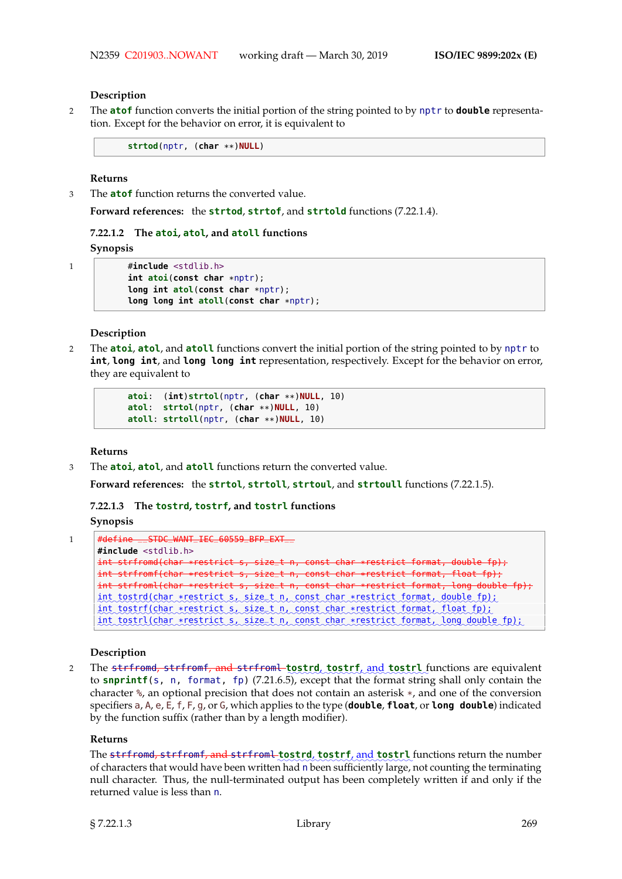**Description**

2 The **atof** function converts the initial portion of the string pointed to by nptr to **double** representation. Except for the behavior on error, it is equivalent to

```
strtod(nptr, (char **)NULL)
```

**Returns**

3 The **atof** function returns the converted value.

**Forward references:** the **strtod**, **strtof**, and **strtold** functions (7.22.1.4).

### 7.22.1.2 The atoi, atol, and atoll functions

**Synopsis**

1
```
#include <stdlib.h>
int atoi(const char *nptr);
long int atol(const char *nptr);
long long int atoll(const char *nptr);
```

**Description**

2 The **atoi**, **atol**, and **atoll** functions convert the initial portion of the string pointed to by nptr to **int**, **long int**, and **long long int** representation, respectively. Except for the behavior on error, they are equivalent to

```
atoi:  (int)strtol(nptr, (char **)NULL, 10)
atol:  strtol(nptr, (char **)NULL, 10)
atoll: strtoll(nptr, (char **)NULL, 10)
```

**Returns**

3 The **atoi**, **atol**, and **atoll** functions return the converted value.

**Forward references:** the **strtol**, **strtoll**, **strtoul**, and **strtoull** functions (7.22.1.5).

### 7.22.1.3 The tostrd, tostrf, and tostrl functions

**Synopsis**

1
```
~~#define __STDC_WANT_IEC_60559_BFP_EXT__~~
#include <stdlib.h>
~~int strfromd(char *restrict s, size_t n, const char *restrict format, double fp);~~
~~int strfromf(char *restrict s, size_t n, const char *restrict format, float fp);~~
~~int strfroml(char *restrict s, size_t n, const char *restrict format, long double fp);~~
int tostrd(char *restrict s, size_t n, const char *restrict format, double fp);
int tostrf(char *restrict s, size_t n, const char *restrict format, float fp);
int tostrl(char *restrict s, size_t n, const char *restrict format, long double fp);
```

**Description**

2 The ~~strfromd, strfromf, and strfroml~~ **tostrd**, **tostrf**, and **tostrl** functions are equivalent to **snprintf**(s, n, format, fp) (7.21.6.5), except that the format string shall only contain the character %, an optional precision that does not contain an asterisk *, and one of the conversion specifiers a, A, e, E, f, F, g, or G, which applies to the type (**double**, **float**, or **long double**) indicated by the function suffix (rather than by a length modifier).

**Returns**

The ~~strfromd, strfromf, and strfroml~~ **tostrd**, **tostrf**, and **tostrl** functions return the number of characters that would have been written had n been sufficiently large, not counting the terminating null character. Thus, the null-terminated output has been completely written if and only if the returned value is less than n.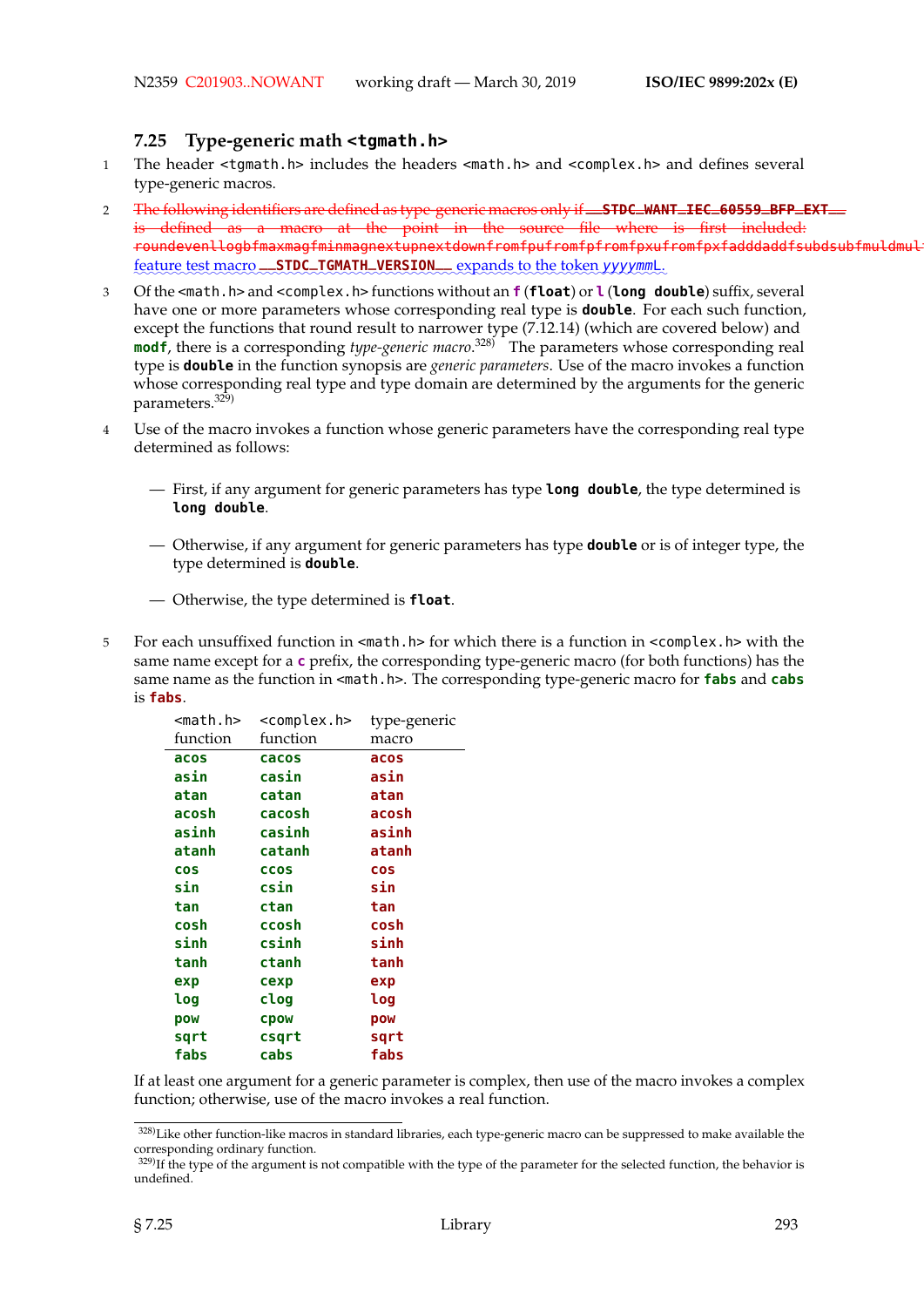## 7.25 Type-generic math `<tgmath.h>`

1 The header `<tgmath.h>` includes the headers `<math.h>` and `<complex.h>` and defines several type-generic macros.

2 ~~The following identifiers are defined as type-generic macros only if `__STDC_WANT_IEC_60559_BFP_EXT__` is defined as a macro at the point in the source file where is first included: `roundevenllogbfmaxmagfminmagnextupnextdownfromfpufromfpfromfpxufromfpxfadddaddfsubdsubfmuldmul`~~ feature test macro `__STDC_TGMATH_VERSION__` expands to the token *yyyymm*L.

3 Of the `<math.h>` and `<complex.h>` functions without an **`f`** (**`float`**) or **`l`** (**`long double`**) suffix, several have one or more parameters whose corresponding real type is **`double`**. For each such function, except the functions that round result to narrower type (7.12.14) (which are covered below) and **`modf`**, there is a corresponding *type-generic macro*.[328] The parameters whose corresponding real type is **`double`** in the function synopsis are *generic parameters*. Use of the macro invokes a function whose corresponding real type and type domain are determined by the arguments for the generic parameters.[329]

4 Use of the macro invokes a function whose generic parameters have the corresponding real type determined as follows:

— First, if any argument for generic parameters has type **`long double`**, the type determined is **`long double`**.

— Otherwise, if any argument for generic parameters has type **`double`** or is of integer type, the type determined is **`double`**.

— Otherwise, the type determined is **`float`**.

5 For each unsuffixed function in `<math.h>` for which there is a function in `<complex.h>` with the same name except for a **`c`** prefix, the corresponding type-generic macro (for both functions) has the same name as the function in `<math.h>`. The corresponding type-generic macro for **`fabs`** and **`cabs`** is **`fabs`**.

| `<math.h>` function | `<complex.h>` function | type-generic macro |
|---|---|---|
| **`acos`** | **`cacos`** | **`acos`** |
| **`asin`** | **`casin`** | **`asin`** |
| **`atan`** | **`catan`** | **`atan`** |
| **`acosh`** | **`cacosh`** | **`acosh`** |
| **`asinh`** | **`casinh`** | **`asinh`** |
| **`atanh`** | **`catanh`** | **`atanh`** |
| **`cos`** | **`ccos`** | **`cos`** |
| **`sin`** | **`csin`** | **`sin`** |
| **`tan`** | **`ctan`** | **`tan`** |
| **`cosh`** | **`ccosh`** | **`cosh`** |
| **`sinh`** | **`csinh`** | **`sinh`** |
| **`tanh`** | **`ctanh`** | **`tanh`** |
| **`exp`** | **`cexp`** | **`exp`** |
| **`log`** | **`clog`** | **`log`** |
| **`pow`** | **`cpow`** | **`pow`** |
| **`sqrt`** | **`csqrt`** | **`sqrt`** |
| **`fabs`** | **`cabs`** | **`fabs`** |

If at least one argument for a generic parameter is complex, then use of the macro invokes a complex function; otherwise, use of the macro invokes a real function.

---

[328] Like other function-like macros in standard libraries, each type-generic macro can be suppressed to make available the corresponding ordinary function.

[329] If the type of the argument is not compatible with the type of the parameter for the selected function, the behavior is undefined.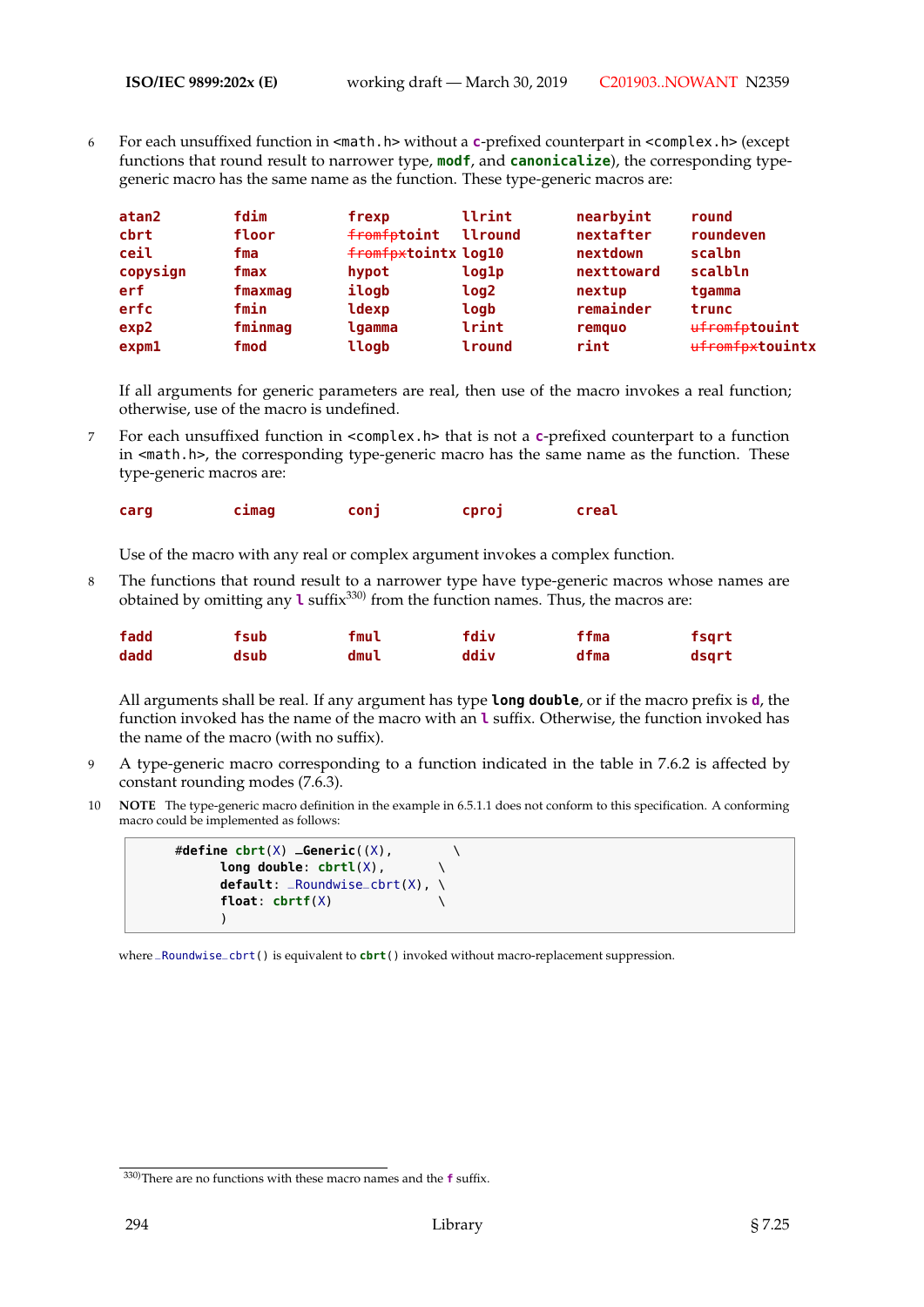6 For each unsuffixed function in `<math.h>` without a **c**-prefixed counterpart in `<complex.h>` (except functions that round result to narrower type, **modf**, and **canonicalize**), the corresponding type-generic macro has the same name as the function. These type-generic macros are:

| | | | | | |
|---|---|---|---|---|---|
| **atan2** | **fdim** | **frexp** | **llrint** | **nearbyint** | **round** |
| **cbrt** | **floor** | ~~**fromfp**~~**toint** | **llround** | **nextafter** | **roundeven** |
| **ceil** | **fma** | ~~**fromfpx**~~**tointx** | **log10** | **nextdown** | **scalbn** |
| **copysign** | **fmax** | **hypot** | **log1p** | **nexttoward** | **scalbln** |
| **erf** | **fmaxmag** | **ilogb** | **log2** | **nextup** | **tgamma** |
| **erfc** | **fmin** | **ldexp** | **logb** | **remainder** | **trunc** |
| **exp2** | **fminmag** | **lgamma** | **lrint** | **remquo** | ~~**ufromfp**~~**touint** |
| **expm1** | **fmod** | **llogb** | **lround** | **rint** | ~~**ufromfpx**~~**touintx** |

If all arguments for generic parameters are real, then use of the macro invokes a real function; otherwise, use of the macro is undefined.

7 For each unsuffixed function in `<complex.h>` that is not a **c**-prefixed counterpart to a function in `<math.h>`, the corresponding type-generic macro has the same name as the function. These type-generic macros are:

| | | | | |
|---|---|---|---|---|
| **carg** | **cimag** | **conj** | **cproj** | **creal** |

Use of the macro with any real or complex argument invokes a complex function.

8 The functions that round result to a narrower type have type-generic macros whose names are obtained by omitting any **l** suffix[330] from the function names. Thus, the macros are:

| | | | | | |
|---|---|---|---|---|---|
| **fadd** | **fsub** | **fmul** | **fdiv** | **ffma** | **fsqrt** |
| **dadd** | **dsub** | **dmul** | **ddiv** | **dfma** | **dsqrt** |

All arguments shall be real. If any argument has type **long double**, or if the macro prefix is **d**, the function invoked has the name of the macro with an **l** suffix. Otherwise, the function invoked has the name of the macro (with no suffix).

9 A type-generic macro corresponding to a function indicated in the table in 7.6.2 is affected by constant rounding modes (7.6.3).

10 **NOTE** The type-generic macro definition in the example in 6.5.1.1 does not conform to this specification. A conforming macro could be implemented as follows:

```
#define cbrt(X) _Generic((X),          \
      long double: cbrtl(X),         \
      default: _Roundwise_cbrt(X), \
      float: cbrtf(X)              \
      )
```

where `_Roundwise_cbrt()` is equivalent to `cbrt()` invoked without macro-replacement suppression.

[330]There are no functions with these macro names and the **f** suffix.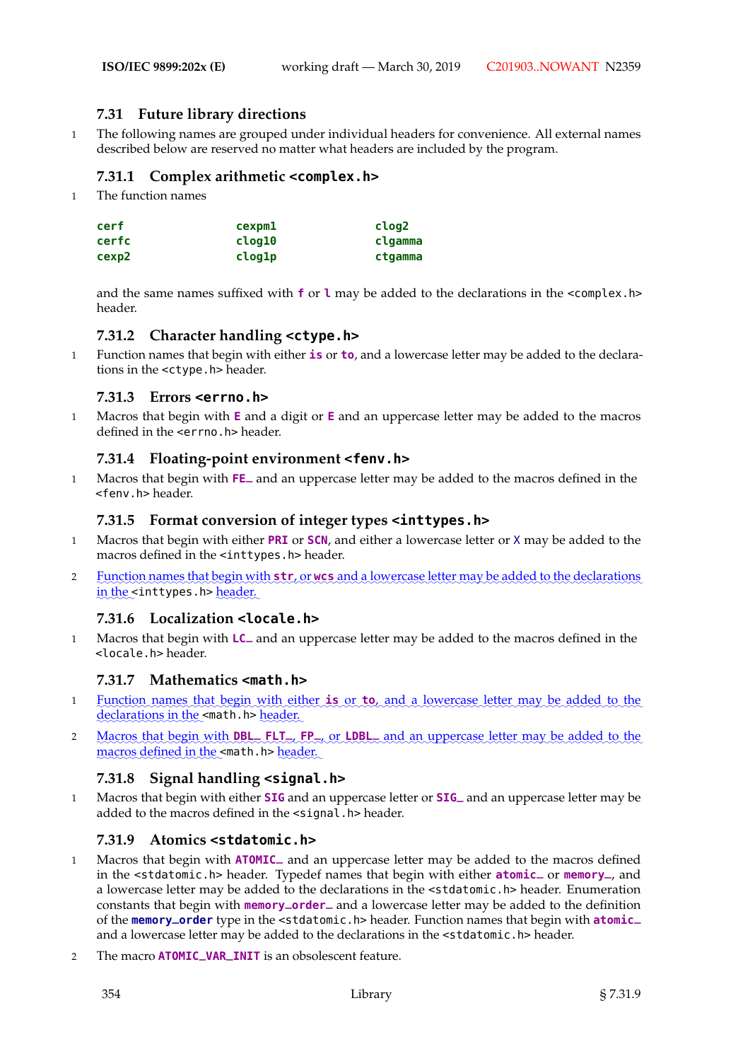## 7.31 Future library directions

1 The following names are grouped under individual headers for convenience. All external names described below are reserved no matter what headers are included by the program.

### 7.31.1 Complex arithmetic `<complex.h>`

1 The function names

| | | |
|---|---|---|
| `cerf` | `cexpm1` | `clog2` |
| `cerfc` | `clog10` | `clgamma` |
| `cexp2` | `clog1p` | `ctgamma` |

and the same names suffixed with **f** or **l** may be added to the declarations in the `<complex.h>` header.

### 7.31.2 Character handling `<ctype.h>`

1 Function names that begin with either **is** or **to**, and a lowercase letter may be added to the declarations in the `<ctype.h>` header.

### 7.31.3 Errors `<errno.h>`

1 Macros that begin with **E** and a digit or **E** and an uppercase letter may be added to the macros defined in the `<errno.h>` header.

### 7.31.4 Floating-point environment `<fenv.h>`

1 Macros that begin with **FE_** and an uppercase letter may be added to the macros defined in the `<fenv.h>` header.

### 7.31.5 Format conversion of integer types `<inttypes.h>`

1 Macros that begin with either **PRI** or **SCN**, and either a lowercase letter or **X** may be added to the macros defined in the `<inttypes.h>` header.

2 Function names that begin with **str**, or **wcs** and a lowercase letter may be added to the declarations in the `<inttypes.h>` header.

### 7.31.6 Localization `<locale.h>`

1 Macros that begin with **LC_** and an uppercase letter may be added to the macros defined in the `<locale.h>` header.

### 7.31.7 Mathematics `<math.h>`

1 Function names that begin with either **is** or **to**, and a lowercase letter may be added to the declarations in the `<math.h>` header.

2 Macros that begin with **DBL_**, **FLT_**, **FP_**, or **LDBL_** and an uppercase letter may be added to the macros defined in the `<math.h>` header.

### 7.31.8 Signal handling `<signal.h>`

1 Macros that begin with either **SIG** and an uppercase letter or **SIG_** and an uppercase letter may be added to the macros defined in the `<signal.h>` header.

### 7.31.9 Atomics `<stdatomic.h>`

1 Macros that begin with **ATOMIC_** and an uppercase letter may be added to the macros defined in the `<stdatomic.h>` header. Typedef names that begin with either **atomic_** or **memory_**, and a lowercase letter may be added to the declarations in the `<stdatomic.h>` header. Enumeration constants that begin with **memory_order_** and a lowercase letter may be added to the definition of the **memory_order** type in the `<stdatomic.h>` header. Function names that begin with **atomic_** and a lowercase letter may be added to the declarations in the `<stdatomic.h>` header.

2 The macro **ATOMIC_VAR_INIT** is an obsolescent feature.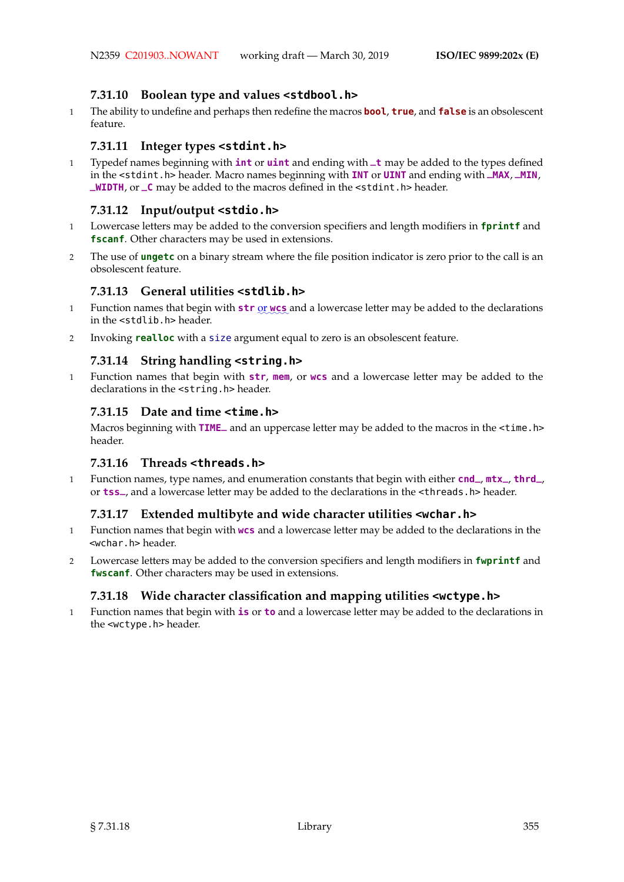### 7.31.10 Boolean type and values <stdbool.h>

1 The ability to undefine and perhaps then redefine the macros **bool**, **true**, and **false** is an obsolescent feature.

### 7.31.11 Integer types <stdint.h>

1 Typedef names beginning with **int** or **uint** and ending with **_t** may be added to the types defined in the <stdint.h> header. Macro names beginning with **INT** or **UINT** and ending with **_MAX**, **_MIN**, **_WIDTH**, or **_C** may be added to the macros defined in the <stdint.h> header.

### 7.31.12 Input/output <stdio.h>

1 Lowercase letters may be added to the conversion specifiers and length modifiers in **fprintf** and **fscanf**. Other characters may be used in extensions.

2 The use of **ungetc** on a binary stream where the file position indicator is zero prior to the call is an obsolescent feature.

### 7.31.13 General utilities <stdlib.h>

1 Function names that begin with **str** or **wcs** and a lowercase letter may be added to the declarations in the <stdlib.h> header.

2 Invoking **realloc** with a size argument equal to zero is an obsolescent feature.

### 7.31.14 String handling <string.h>

1 Function names that begin with **str**, **mem**, or **wcs** and a lowercase letter may be added to the declarations in the <string.h> header.

### 7.31.15 Date and time <time.h>

Macros beginning with **TIME_** and an uppercase letter may be added to the macros in the <time.h> header.

### 7.31.16 Threads <threads.h>

1 Function names, type names, and enumeration constants that begin with either **cnd_**, **mtx_**, **thrd_**, or **tss_**, and a lowercase letter may be added to the declarations in the <threads.h> header.

### 7.31.17 Extended multibyte and wide character utilities <wchar.h>

1 Function names that begin with **wcs** and a lowercase letter may be added to the declarations in the <wchar.h> header.

2 Lowercase letters may be added to the conversion specifiers and length modifiers in **fwprintf** and **fwscanf**. Other characters may be used in extensions.

### 7.31.18 Wide character classification and mapping utilities <wctype.h>

1 Function names that begin with **is** or **to** and a lowercase letter may be added to the declarations in the <wctype.h> header.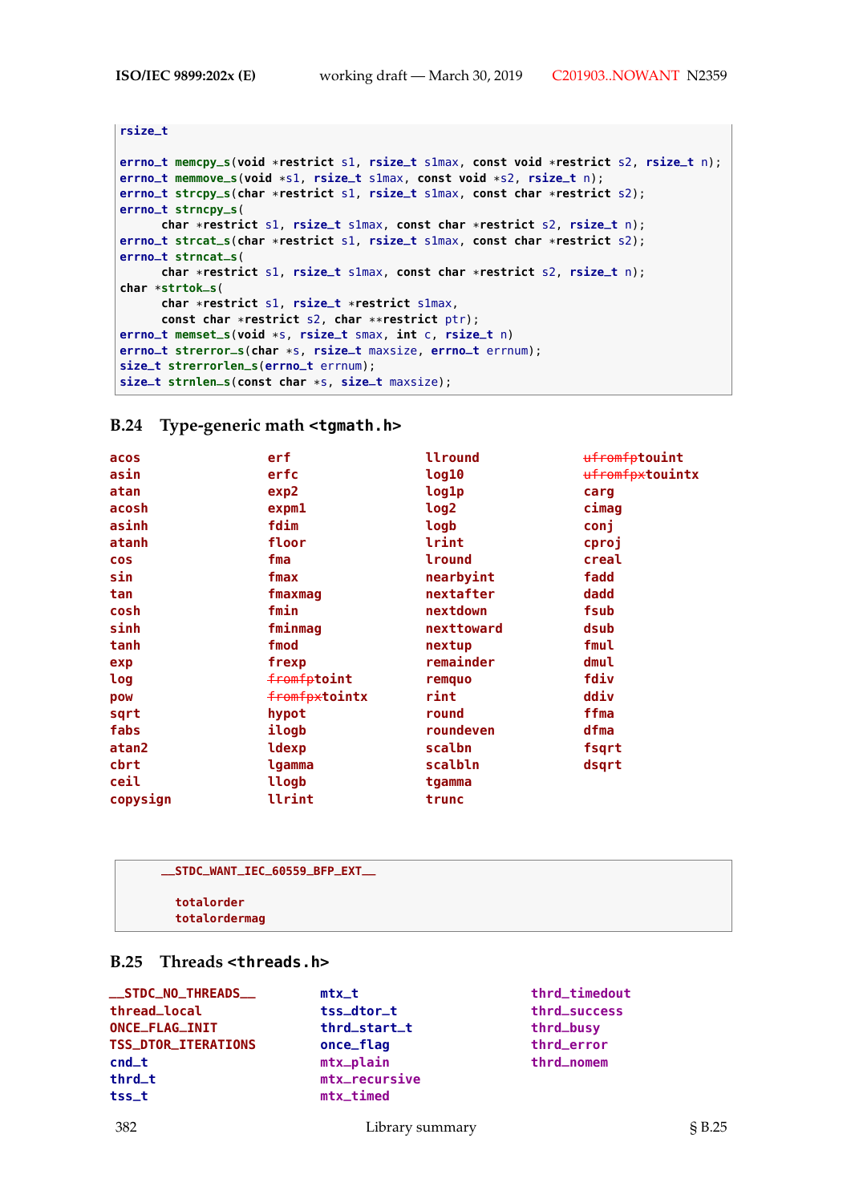```
rsize_t

errno_t memcpy_s(void *restrict s1, rsize_t s1max, const void *restrict s2, rsize_t n);
errno_t memmove_s(void *s1, rsize_t s1max, const void *s2, rsize_t n);
errno_t strcpy_s(char *restrict s1, rsize_t s1max, const char *restrict s2);
errno_t strncpy_s(
      char *restrict s1, rsize_t s1max, const char *restrict s2, rsize_t n);
errno_t strcat_s(char *restrict s1, rsize_t s1max, const char *restrict s2);
errno_t strncat_s(
      char *restrict s1, rsize_t s1max, const char *restrict s2, rsize_t n);
char *strtok_s(
      char *restrict s1, rsize_t *restrict s1max,
      const char *restrict s2, char **restrict ptr);
errno_t memset_s(void *s, rsize_t smax, int c, rsize_t n)
errno_t strerror_s(char *s, rsize_t maxsize, errno_t errnum);
size_t strerrorlen_s(errno_t errnum);
size_t strnlen_s(const char *s, size_t maxsize);
```

## B.24 Type-generic math `<tgmath.h>`

| | | | |
|---|---|---|---|
| acos | erf | llround | ~~ufromfp~~toint |
| asin | erfc | log10 | ~~ufromfpx~~tointx |
| atan | exp2 | log1p | carg |
| acosh | expm1 | log2 | cimag |
| asinh | fdim | logb | conj |
| atanh | floor | lrint | cproj |
| cos | fma | lround | creal |
| sin | fmax | nearbyint | fadd |
| tan | fmaxmag | nextafter | dadd |
| cosh | fmin | nextdown | fsub |
| sinh | fminmag | nexttoward | dsub |
| tanh | fmod | nextup | fmul |
| exp | frexp | remainder | dmul |
| log | ~~fromfp~~toint | remquo | fdiv |
| pow | ~~fromfpx~~tointx | rint | ddiv |
| sqrt | hypot | round | ffma |
| fabs | ilogb | roundeven | dfma |
| atan2 | ldexp | scalbn | fsqrt |
| cbrt | lgamma | scalbln | dsqrt |
| ceil | llogb | tgamma | |
| copysign | llrint | trunc | |

```
    __STDC_WANT_IEC_60559_BFP_EXT__

      totalorder
      totalordermag
```

## B.25 Threads `<threads.h>`

| | | |
|---|---|---|
| __STDC_NO_THREADS__ | mtx_t | thrd_timedout |
| thread_local | tss_dtor_t | thrd_success |
| ONCE_FLAG_INIT | thrd_start_t | thrd_busy |
| TSS_DTOR_ITERATIONS | once_flag | thrd_error |
| cnd_t | mtx_plain | thrd_nomem |
| thrd_t | mtx_recursive | |
| tss_t | mtx_timed | |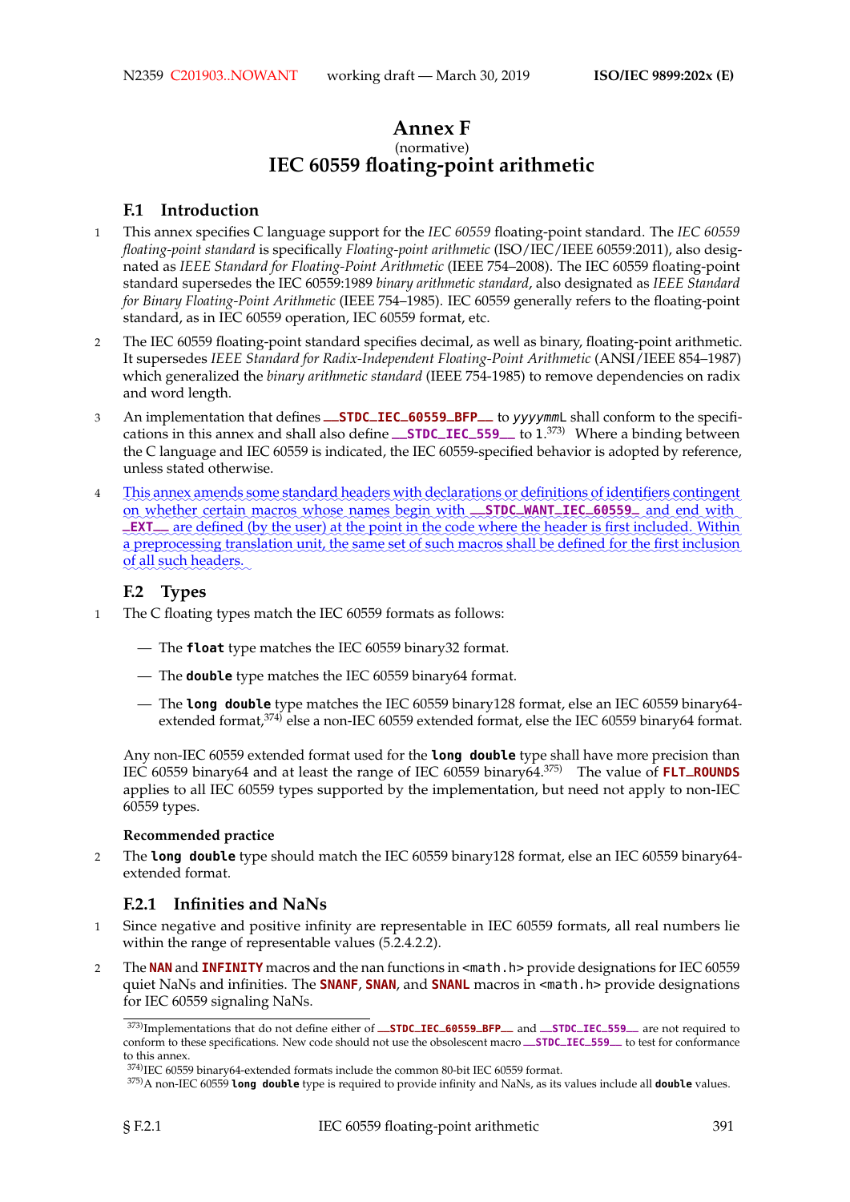# Annex F

(normative)

# IEC 60559 floating-point arithmetic

## F.1 Introduction

1 This annex specifies C language support for the *IEC 60559* floating-point standard. The *IEC 60559 floating-point standard* is specifically *Floating-point arithmetic* (ISO/IEC/IEEE 60559:2011), also designated as *IEEE Standard for Floating-Point Arithmetic* (IEEE 754–2008). The IEC 60559 floating-point standard supersedes the IEC 60559:1989 *binary arithmetic standard*, also designated as *IEEE Standard for Binary Floating-Point Arithmetic* (IEEE 754–1985). IEC 60559 generally refers to the floating-point standard, as in IEC 60559 operation, IEC 60559 format, etc.

2 The IEC 60559 floating-point standard specifies decimal, as well as binary, floating-point arithmetic. It supersedes *IEEE Standard for Radix-Independent Floating-Point Arithmetic* (ANSI/IEEE 854–1987) which generalized the *binary arithmetic standard* (IEEE 754-1985) to remove dependencies on radix and word length.

3 An implementation that defines **`__STDC_IEC_60559_BFP__`** to `yyyymmL` shall conform to the specifications in this annex and shall also define **`__STDC_IEC_559__`** to `1`.[373] Where a binding between the C language and IEC 60559 is indicated, the IEC 60559-specified behavior is adopted by reference, unless stated otherwise.

4 This annex amends some standard headers with declarations or definitions of identifiers contingent on whether certain macros whose names begin with **`__STDC_WANT_IEC_60559_`** and end with **`_EXT__`** are defined (by the user) at the point in the code where the header is first included. Within a preprocessing translation unit, the same set of such macros shall be defined for the first inclusion of all such headers.

## F.2 Types

1 The C floating types match the IEC 60559 formats as follows:

— The **`float`** type matches the IEC 60559 binary32 format.

— The **`double`** type matches the IEC 60559 binary64 format.

— The **`long double`** type matches the IEC 60559 binary128 format, else an IEC 60559 binary64-extended format,[374] else a non-IEC 60559 extended format, else the IEC 60559 binary64 format.

Any non-IEC 60559 extended format used for the **`long double`** type shall have more precision than IEC 60559 binary64 and at least the range of IEC 60559 binary64.[375] The value of **`FLT_ROUNDS`** applies to all IEC 60559 types supported by the implementation, but need not apply to non-IEC 60559 types.

**Recommended practice**

2 The **`long double`** type should match the IEC 60559 binary128 format, else an IEC 60559 binary64-extended format.

### F.2.1 Infinities and NaNs

1 Since negative and positive infinity are representable in IEC 60559 formats, all real numbers lie within the range of representable values (5.2.4.2.2).

2 The **`NAN`** and **`INFINITY`** macros and the nan functions in `<math.h>` provide designations for IEC 60559 quiet NaNs and infinities. The **`SNANF`**, **`SNAN`**, and **`SNANL`** macros in `<math.h>` provide designations for IEC 60559 signaling NaNs.

---

[373] Implementations that do not define either of **`__STDC_IEC_60559_BFP__`** and **`__STDC_IEC_559__`** are not required to conform to these specifications. New code should not use the obsolescent macro **`__STDC_IEC_559__`** to test for conformance to this annex.

[374] IEC 60559 binary64-extended formats include the common 80-bit IEC 60559 format.

[375] A non-IEC 60559 **`long double`** type is required to provide infinity and NaNs, as its values include all **`double`** values.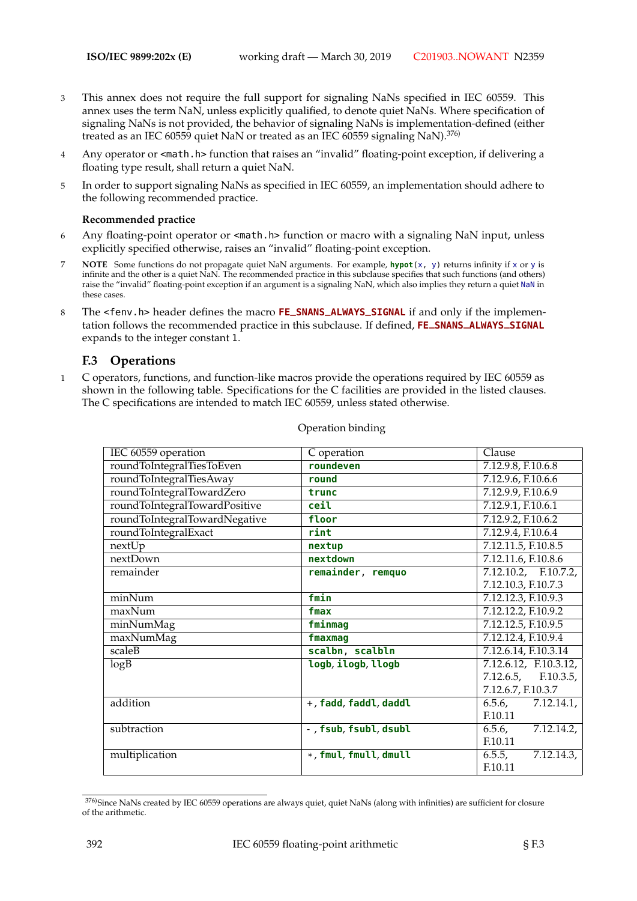3 This annex does not require the full support for signaling NaNs specified in IEC 60559. This annex uses the term NaN, unless explicitly qualified, to denote quiet NaNs. Where specification of signaling NaNs is not provided, the behavior of signaling NaNs is implementation-defined (either treated as an IEC 60559 quiet NaN or treated as an IEC 60559 signaling NaN).[376)]

4 Any operator or `<math.h>` function that raises an "invalid" floating-point exception, if delivering a floating type result, shall return a quiet NaN.

5 In order to support signaling NaNs as specified in IEC 60559, an implementation should adhere to the following recommended practice.

**Recommended practice**

6 Any floating-point operator or `<math.h>` function or macro with a signaling NaN input, unless explicitly specified otherwise, raises an "invalid" floating-point exception.

7 **NOTE** Some functions do not propagate quiet NaN arguments. For example, `hypot(x, y)` returns infinity if `x` or `y` is infinite and the other is a quiet NaN. The recommended practice in this subclause specifies that such functions (and others) raise the "invalid" floating-point exception if an argument is a signaling NaN, which also implies they return a quiet `NaN` in these cases.

8 The `<fenv.h>` header defines the macro **FE_SNANS_ALWAYS_SIGNAL** if and only if the implementation follows the recommended practice in this subclause. If defined, **FE_SNANS_ALWAYS_SIGNAL** expands to the integer constant 1.

## F.3 Operations

1 C operators, functions, and function-like macros provide the operations required by IEC 60559 as shown in the following table. Specifications for the C facilities are provided in the listed clauses. The C specifications are intended to match IEC 60559, unless stated otherwise.

Operation binding

| IEC 60559 operation | C operation | Clause |
|---|---|---|
| roundToIntegralTiesToEven | `roundeven` | 7.12.9.8, F.10.6.8 |
| roundToIntegralTiesAway | `round` | 7.12.9.6, F.10.6.6 |
| roundToIntegralTowardZero | `trunc` | 7.12.9.9, F.10.6.9 |
| roundToIntegralTowardPositive | `ceil` | 7.12.9.1, F.10.6.1 |
| roundToIntegralTowardNegative | `floor` | 7.12.9.2, F.10.6.2 |
| roundToIntegralExact | `rint` | 7.12.9.4, F.10.6.4 |
| nextUp | `nextup` | 7.12.11.5, F.10.8.5 |
| nextDown | `nextdown` | 7.12.11.6, F.10.8.6 |
| remainder | `remainder, remquo` | 7.12.10.2, F.10.7.2, 7.12.10.3, F.10.7.3 |
| minNum | `fmin` | 7.12.12.3, F.10.9.3 |
| maxNum | `fmax` | 7.12.12.2, F.10.9.2 |
| minNumMag | `fminmag` | 7.12.12.5, F.10.9.5 |
| maxNumMag | `fmaxmag` | 7.12.12.4, F.10.9.4 |
| scaleB | `scalbn, scalbln` | 7.12.6.14, F.10.3.14 |
| logB | `logb`, `ilogb`, `llogb` | 7.12.6.12, F.10.3.12, 7.12.6.5, F.10.3.5, 7.12.6.7, F.10.3.7 |
| addition | `+`, `fadd`, `faddl`, `daddl` | 6.5.6, 7.12.14.1, F.10.11 |
| subtraction | `-` , `fsub`, `fsubl`, `dsubl` | 6.5.6, 7.12.14.2, F.10.11 |
| multiplication | `*`, `fmul`, `fmull`, `dmull` | 6.5.5, 7.12.14.3, F.10.11 |

[376)] Since NaNs created by IEC 60559 operations are always quiet, quiet NaNs (along with infinities) are sufficient for closure of the arithmetic.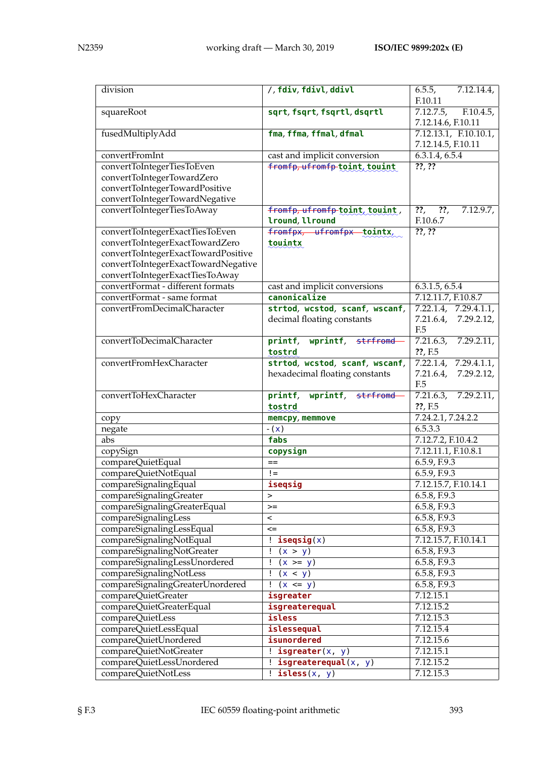| | | |
|---|---|---|
| division | /, fdiv, fdivl, ddivl | 6.5.5, 7.12.14.4, F.10.11 |
| squareRoot | sqrt, fsqrt, fsqrtl, dsqrtl | 7.12.7.5, F.10.4.5, 7.12.14.6, F.10.11 |
| fusedMultiplyAdd | fma, ffma, ffmal, dfmal | 7.12.13.1, F.10.10.1, 7.12.14.5, F.10.11 |
| convertFromInt | cast and implicit conversion | 6.3.1.4, 6.5.4 |
| convertToIntegerTiesToEven<br>convertToIntegerTowardZero<br>convertToIntegerTowardPositive<br>convertToIntegerTowardNegative | ~~fromfp, ufromfp~~ toint, touint | ??, ?? |
| convertToIntegerTiesToAway | ~~fromfp, ufromfp~~ toint, touint, lround, llround | ??, ??, 7.12.9.7, F.10.6.7 |
| convertToIntegerExactTiesToEven<br>convertToIntegerExactTowardZero<br>convertToIntegerExactTowardPositive<br>convertToIntegerExactTowardNegative<br>convertToIntegerExactTiesToAway | ~~fromfpx, ufromfpx~~ tointx, touintx | ??, ?? |
| convertFormat - different formats | cast and implicit conversions | 6.3.1.5, 6.5.4 |
| convertFormat - same format | canonicalize | 7.12.11.7, F.10.8.7 |
| convertFromDecimalCharacter | strtod, wcstod, scanf, wscanf, decimal floating constants | 7.22.1.4, 7.29.4.1.1, 7.21.6.4, 7.29.2.12, F.5 |
| convertToDecimalCharacter | printf, wprintf, ~~strfromd~~ tostrd | 7.21.6.3, 7.29.2.11, ??, F.5 |
| convertFromHexCharacter | strtod, wcstod, scanf, wscanf, hexadecimal floating constants | 7.22.1.4, 7.29.4.1.1, 7.21.6.4, 7.29.2.12, F.5 |
| convertToHexCharacter | printf, wprintf, ~~strfromd~~ tostrd | 7.21.6.3, 7.29.2.11, ??, F.5 |
| copy | memcpy, memmove | 7.24.2.1, 7.24.2.2 |
| negate | -(x) | 6.5.3.3 |
| abs | fabs | 7.12.7.2, F.10.4.2 |
| copySign | copysign | 7.12.11.1, F.10.8.1 |
| compareQuietEqual | == | 6.5.9, F.9.3 |
| compareQuietNotEqual | != | 6.5.9, F.9.3 |
| compareSignalingEqual | iseqsig | 7.12.15.7, F.10.14.1 |
| compareSignalingGreater | > | 6.5.8, F.9.3 |
| compareSignalingGreaterEqual | >= | 6.5.8, F.9.3 |
| compareSignalingLess | < | 6.5.8, F.9.3 |
| compareSignalingLessEqual | <= | 6.5.8, F.9.3 |
| compareSignalingNotEqual | ! iseqsig(x) | 7.12.15.7, F.10.14.1 |
| compareSignalingNotGreater | ! (x > y) | 6.5.8, F.9.3 |
| compareSignalingLessUnordered | ! (x >= y) | 6.5.8, F.9.3 |
| compareSignalingNotLess | ! (x < y) | 6.5.8, F.9.3 |
| compareSignalingGreaterUnordered | ! (x <= y) | 6.5.8, F.9.3 |
| compareQuietGreater | isgreater | 7.12.15.1 |
| compareQuietGreaterEqual | isgreaterequal | 7.12.15.2 |
| compareQuietLess | isless | 7.12.15.3 |
| compareQuietLessEqual | islessequal | 7.12.15.4 |
| compareQuietUnordered | isunordered | 7.12.15.6 |
| compareQuietNotGreater | ! isgreater(x, y) | 7.12.15.1 |
| compareQuietLessUnordered | ! isgreaterequal(x, y) | 7.12.15.2 |
| compareQuietNotLess | ! isless(x, y) | 7.12.15.3 |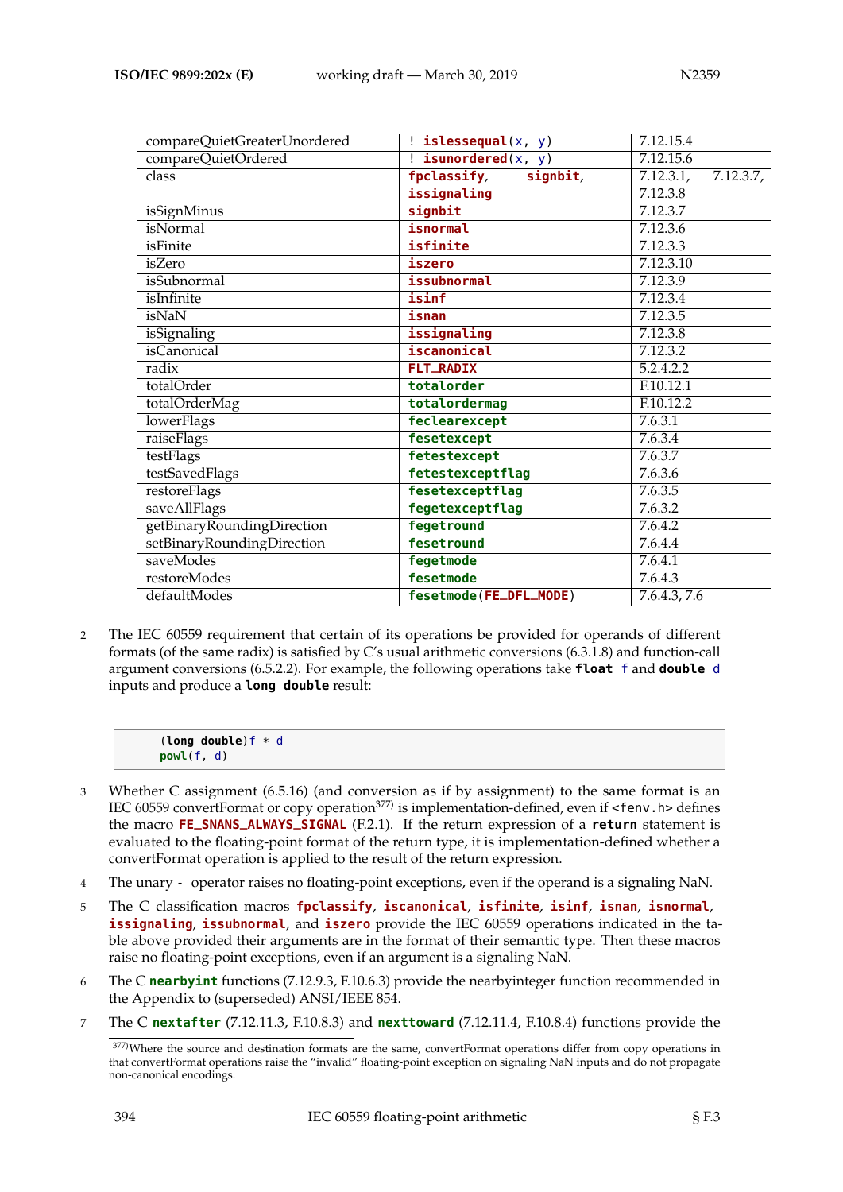| | | |
|---|---|---|
| compareQuietGreaterUnordered | ! islessequal(x, y) | 7.12.15.4 |
| compareQuietOrdered | ! isunordered(x, y) | 7.12.15.6 |
| class | fpclassify, signbit, issignaling | 7.12.3.1, 7.12.3.7, 7.12.3.8 |
| isSignMinus | signbit | 7.12.3.7 |
| isNormal | isnormal | 7.12.3.6 |
| isFinite | isfinite | 7.12.3.3 |
| isZero | iszero | 7.12.3.10 |
| isSubnormal | issubnormal | 7.12.3.9 |
| isInfinite | isinf | 7.12.3.4 |
| isNaN | isnan | 7.12.3.5 |
| isSignaling | issignaling | 7.12.3.8 |
| isCanonical | iscanonical | 7.12.3.2 |
| radix | FLT_RADIX | 5.2.4.2.2 |
| totalOrder | totalorder | F.10.12.1 |
| totalOrderMag | totalordermag | F.10.12.2 |
| lowerFlags | feclearexcept | 7.6.3.1 |
| raiseFlags | fesetexcept | 7.6.3.4 |
| testFlags | fetestexcept | 7.6.3.7 |
| testSavedFlags | fetestexceptflag | 7.6.3.6 |
| restoreFlags | fesetexceptflag | 7.6.3.5 |
| saveAllFlags | fegetexceptflag | 7.6.3.2 |
| getBinaryRoundingDirection | fegetround | 7.6.4.2 |
| setBinaryRoundingDirection | fesetround | 7.6.4.4 |
| saveModes | fegetmode | 7.6.4.1 |
| restoreModes | fesetmode | 7.6.4.3 |
| defaultModes | fesetmode(FE_DFL_MODE) | 7.6.4.3, 7.6 |

2 The IEC 60559 requirement that certain of its operations be provided for operands of different formats (of the same radix) is satisfied by C's usual arithmetic conversions (6.3.1.8) and function-call argument conversions (6.5.2.2). For example, the following operations take **float** f and **double** d inputs and produce a **long double** result:

```
(long double)f * d
powl(f, d)
```

3 Whether C assignment (6.5.16) (and conversion as if by assignment) to the same format is an IEC 60559 convertFormat or copy operation[377] is implementation-defined, even if `<fenv.h>` defines the macro **FE_SNANS_ALWAYS_SIGNAL** (F.2.1). If the return expression of a **return** statement is evaluated to the floating-point format of the return type, it is implementation-defined whether a convertFormat operation is applied to the result of the return expression.

4 The unary - operator raises no floating-point exceptions, even if the operand is a signaling NaN.

5 The C classification macros **fpclassify**, **iscanonical**, **isfinite**, **isinf**, **isnan**, **isnormal**, **issignaling**, **issubnormal**, and **iszero** provide the IEC 60559 operations indicated in the table above provided their arguments are in the format of their semantic type. Then these macros raise no floating-point exceptions, even if an argument is a signaling NaN.

6 The C **nearbyint** functions (7.12.9.3, F.10.6.3) provide the nearbyinteger function recommended in the Appendix to (superseded) ANSI/IEEE 854.

7 The C **nextafter** (7.12.11.3, F.10.8.3) and **nexttoward** (7.12.11.4, F.10.8.4) functions provide the

[377]Where the source and destination formats are the same, convertFormat operations differ from copy operations in that convertFormat operations raise the "invalid" floating-point exception on signaling NaN inputs and do not propagate non-canonical encodings.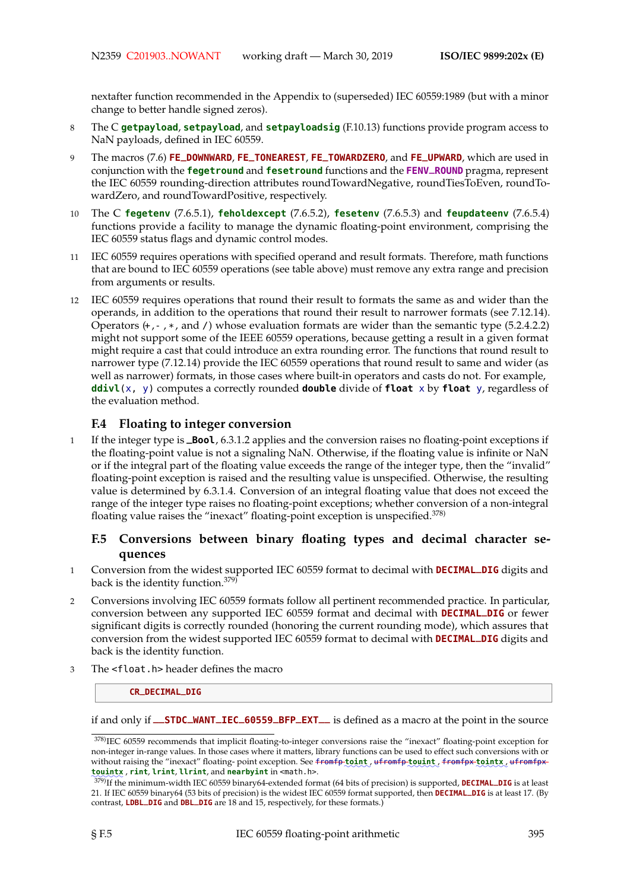nextafter function recommended in the Appendix to (superseded) IEC 60559:1989 (but with a minor change to better handle signed zeros).

8 The C **getpayload**, **setpayload**, and **setpayloadsig** (F.10.13) functions provide program access to NaN payloads, defined in IEC 60559.

9 The macros (7.6) **FE_DOWNWARD**, **FE_TONEAREST**, **FE_TOWARDZERO**, and **FE_UPWARD**, which are used in conjunction with the **fegetround** and **fesetround** functions and the **FENV_ROUND** pragma, represent the IEC 60559 rounding-direction attributes roundTowardNegative, roundTiesToEven, roundTowardZero, and roundTowardPositive, respectively.

10 The C **fegetenv** (7.6.5.1), **feholdexcept** (7.6.5.2), **fesetenv** (7.6.5.3) and **feupdateenv** (7.6.5.4) functions provide a facility to manage the dynamic floating-point environment, comprising the IEC 60559 status flags and dynamic control modes.

11 IEC 60559 requires operations with specified operand and result formats. Therefore, math functions that are bound to IEC 60559 operations (see table above) must remove any extra range and precision from arguments or results.

12 IEC 60559 requires operations that round their result to formats the same as and wider than the operands, in addition to the operations that round their result to narrower formats (see 7.12.14). Operators (+,-,*, and /) whose evaluation formats are wider than the semantic type (5.2.4.2.2) might not support some of the IEEE 60559 operations, because getting a result in a given format might require a cast that could introduce an extra rounding error. The functions that round result to narrower type (7.12.14) provide the IEC 60559 operations that round result to same and wider (as well as narrower) formats, in those cases where built-in operators and casts do not. For example, **ddivl**(x, y) computes a correctly rounded **double** divide of **float** x by **float** y, regardless of the evaluation method.

## F.4 Floating to integer conversion

1 If the integer type is **_Bool**, 6.3.1.2 applies and the conversion raises no floating-point exceptions if the floating-point value is not a signaling NaN. Otherwise, if the floating value is infinite or NaN or if the integral part of the floating value exceeds the range of the integer type, then the "invalid" floating-point exception is raised and the resulting value is unspecified. Otherwise, the resulting value is determined by 6.3.1.4. Conversion of an integral floating value that does not exceed the range of the integer type raises no floating-point exceptions; whether conversion of a non-integral floating value raises the "inexact" floating-point exception is unspecified.[378)]

## F.5 Conversions between binary floating types and decimal character sequences

1 Conversion from the widest supported IEC 60559 format to decimal with **DECIMAL_DIG** digits and back is the identity function.[379)]

2 Conversions involving IEC 60559 formats follow all pertinent recommended practice. In particular, conversion between any supported IEC 60559 format and decimal with **DECIMAL_DIG** or fewer significant digits is correctly rounded (honoring the current rounding mode), which assures that conversion from the widest supported IEC 60559 format to decimal with **DECIMAL_DIG** digits and back is the identity function.

3 The <float.h> header defines the macro

```
CR_DECIMAL_DIG
```

if and only if **__STDC_WANT_IEC_60559_BFP_EXT__** is defined as a macro at the point in the source

---

378)IEC 60559 recommends that implicit floating-to-integer conversions raise the "inexact" floating-point exception for non-integer in-range values. In those cases where it matters, library functions can be used to effect such conversions with or without raising the "inexact" floating- point exception. See ~~fromfp~~ **toint**, ~~ufromfp~~ **touint**, ~~fromfpx~~ **tointx**, ~~ufromfpx~~ **touintx**, **rint**, **lrint**, **llrint**, and **nearbyint** in <math.h>.

379)If the minimum-width IEC 60559 binary64-extended format (64 bits of precision) is supported, **DECIMAL_DIG** is at least 21. If IEC 60559 binary64 (53 bits of precision) is the widest IEC 60559 format supported, then **DECIMAL_DIG** is at least 17. (By contrast, **LDBL_DIG** and **DBL_DIG** are 18 and 15, respectively, for these formats.)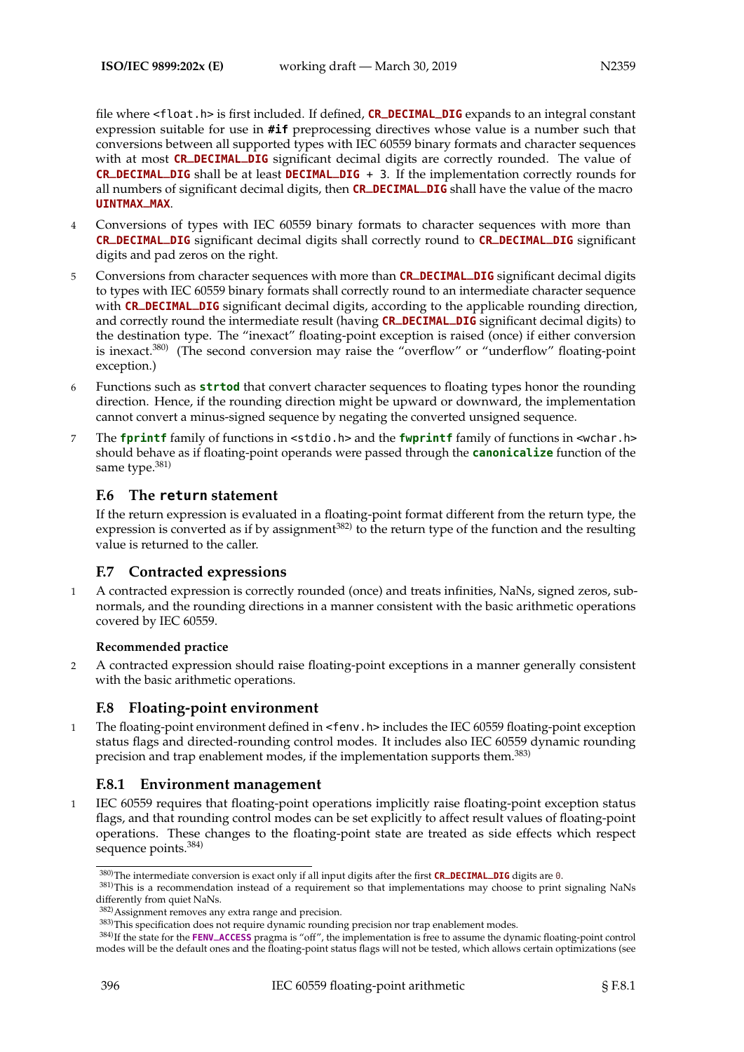file where `<float.h>` is first included. If defined, **`CR_DECIMAL_DIG`** expands to an integral constant expression suitable for use in **`#if`** preprocessing directives whose value is a number such that conversions between all supported types with IEC 60559 binary formats and character sequences with at most **`CR_DECIMAL_DIG`** significant decimal digits are correctly rounded. The value of **`CR_DECIMAL_DIG`** shall be at least **`DECIMAL_DIG`** `+ 3`. If the implementation correctly rounds for all numbers of significant decimal digits, then **`CR_DECIMAL_DIG`** shall have the value of the macro **`UINTMAX_MAX`**.

4 Conversions of types with IEC 60559 binary formats to character sequences with more than **`CR_DECIMAL_DIG`** significant decimal digits shall correctly round to **`CR_DECIMAL_DIG`** significant digits and pad zeros on the right.

5 Conversions from character sequences with more than **`CR_DECIMAL_DIG`** significant decimal digits to types with IEC 60559 binary formats shall correctly round to an intermediate character sequence with **`CR_DECIMAL_DIG`** significant decimal digits, according to the applicable rounding direction, and correctly round the intermediate result (having **`CR_DECIMAL_DIG`** significant decimal digits) to the destination type. The "inexact" floating-point exception is raised (once) if either conversion is inexact.[380] (The second conversion may raise the "overflow" or "underflow" floating-point exception.)

6 Functions such as **`strtod`** that convert character sequences to floating types honor the rounding direction. Hence, if the rounding direction might be upward or downward, the implementation cannot convert a minus-signed sequence by negating the converted unsigned sequence.

7 The **`fprintf`** family of functions in `<stdio.h>` and the **`fwprintf`** family of functions in `<wchar.h>` should behave as if floating-point operands were passed through the **`canonicalize`** function of the same type.[381]

## F.6 The `return` statement

If the return expression is evaluated in a floating-point format different from the return type, the expression is converted as if by assignment[382] to the return type of the function and the resulting value is returned to the caller.

## F.7 Contracted expressions

1 A contracted expression is correctly rounded (once) and treats infinities, NaNs, signed zeros, subnormals, and the rounding directions in a manner consistent with the basic arithmetic operations covered by IEC 60559.

**Recommended practice**

2 A contracted expression should raise floating-point exceptions in a manner generally consistent with the basic arithmetic operations.

## F.8 Floating-point environment

1 The floating-point environment defined in `<fenv.h>` includes the IEC 60559 floating-point exception status flags and directed-rounding control modes. It includes also IEC 60559 dynamic rounding precision and trap enablement modes, if the implementation supports them.[383]

### F.8.1 Environment management

1 IEC 60559 requires that floating-point operations implicitly raise floating-point exception status flags, and that rounding control modes can be set explicitly to affect result values of floating-point operations. These changes to the floating-point state are treated as side effects which respect sequence points.[384]

---

[380] The intermediate conversion is exact only if all input digits after the first **`CR_DECIMAL_DIG`** digits are `0`.

[381] This is a recommendation instead of a requirement so that implementations may choose to print signaling NaNs differently from quiet NaNs.

[382] Assignment removes any extra range and precision.

[383] This specification does not require dynamic rounding precision nor trap enablement modes.

[384] If the state for the **`FENV_ACCESS`** pragma is "off", the implementation is free to assume the dynamic floating-point control modes will be the default ones and the floating-point status flags will not be tested, which allows certain optimizations (see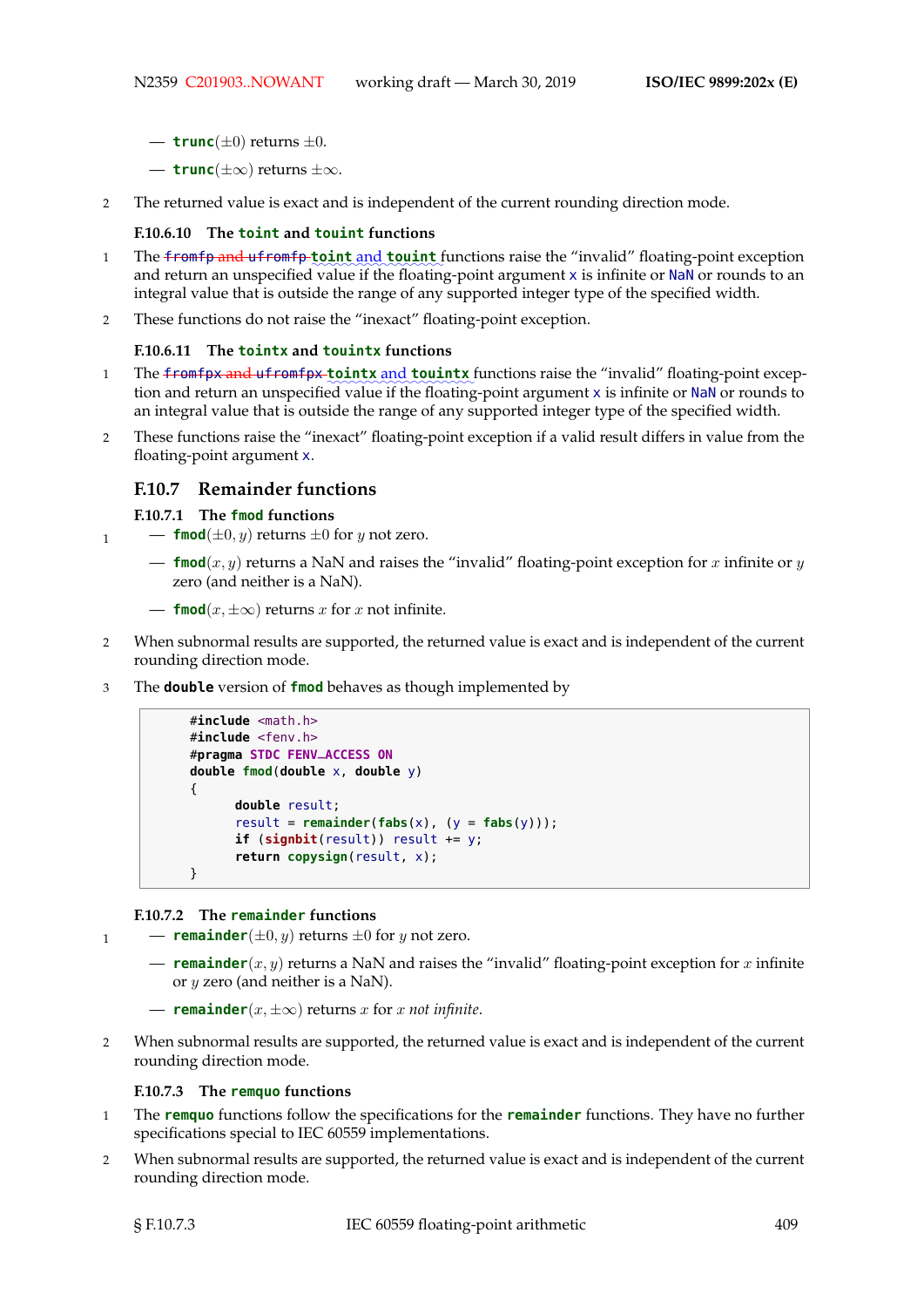— **trunc**($\pm 0$) returns $\pm 0$.

— **trunc**($\pm\infty$) returns $\pm\infty$.

2 The returned value is exact and is independent of the current rounding direction mode.

#### F.10.6.10 The toint and touint functions

1 The ~~fromfp and ufromfp~~ **toint** and **touint** functions raise the "invalid" floating-point exception and return an unspecified value if the floating-point argument `x` is infinite or `NaN` or rounds to an integral value that is outside the range of any supported integer type of the specified width.

2 These functions do not raise the "inexact" floating-point exception.

#### F.10.6.11 The tointx and touintx functions

1 The ~~fromfpx and ufromfpx~~ **tointx** and **touintx** functions raise the "invalid" floating-point exception and return an unspecified value if the floating-point argument `x` is infinite or `NaN` or rounds to an integral value that is outside the range of any supported integer type of the specified width.

2 These functions raise the "inexact" floating-point exception if a valid result differs in value from the floating-point argument `x`.

### F.10.7 Remainder functions

#### F.10.7.1 The fmod functions

1 — **fmod**($\pm 0, y$) returns $\pm 0$ for $y$ not zero.

— **fmod**($x, y$) returns a NaN and raises the "invalid" floating-point exception for $x$ infinite or $y$ zero (and neither is a NaN).

— **fmod**($x, \pm\infty$) returns $x$ for $x$ not infinite.

2 When subnormal results are supported, the returned value is exact and is independent of the current rounding direction mode.

3 The **double** version of **fmod** behaves as though implemented by

```
#include <math.h>
#include <fenv.h>
#pragma STDC FENV_ACCESS ON
double fmod(double x, double y)
{
      double result;
      result = remainder(fabs(x), (y = fabs(y)));
      if (signbit(result)) result += y;
      return copysign(result, x);
}
```

#### F.10.7.2 The remainder functions

1 — **remainder**($\pm 0, y$) returns $\pm 0$ for $y$ not zero.

— **remainder**($x, y$) returns a NaN and raises the "invalid" floating-point exception for $x$ infinite or $y$ zero (and neither is a NaN).

— **remainder**($x, \pm\infty$) returns $x$ for $x$ *not infinite*.

2 When subnormal results are supported, the returned value is exact and is independent of the current rounding direction mode.

#### F.10.7.3 The remquo functions

1 The **remquo** functions follow the specifications for the **remainder** functions. They have no further specifications special to IEC 60559 implementations.

2 When subnormal results are supported, the returned value is exact and is independent of the current rounding direction mode.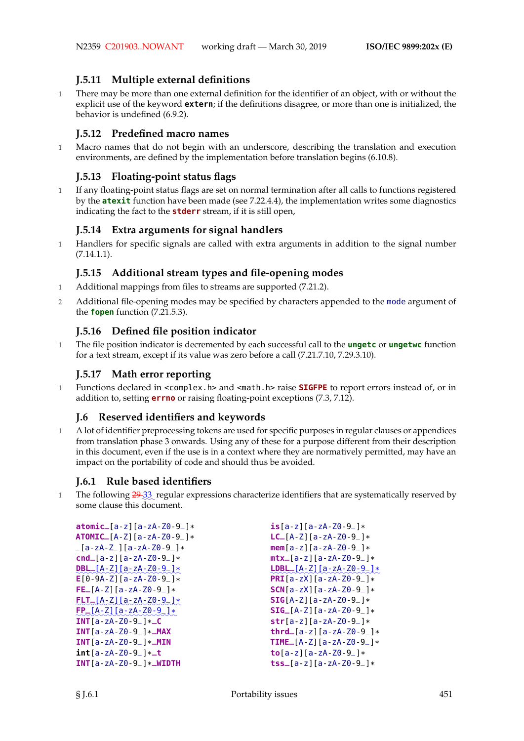### J.5.11 Multiple external definitions

1 There may be more than one external definition for the identifier of an object, with or without the explicit use of the keyword **extern**; if the definitions disagree, or more than one is initialized, the behavior is undefined (6.9.2).

### J.5.12 Predefined macro names

1 Macro names that do not begin with an underscore, describing the translation and execution environments, are defined by the implementation before translation begins (6.10.8).

### J.5.13 Floating-point status flags

1 If any floating-point status flags are set on normal termination after all calls to functions registered by the **atexit** function have been made (see 7.22.4.4), the implementation writes some diagnostics indicating the fact to the **stderr** stream, if it is still open,

### J.5.14 Extra arguments for signal handlers

1 Handlers for specific signals are called with extra arguments in addition to the signal number (7.14.1.1).

### J.5.15 Additional stream types and file-opening modes

1 Additional mappings from files to streams are supported (7.21.2).

2 Additional file-opening modes may be specified by characters appended to the `mode` argument of the **fopen** function (7.21.5.3).

### J.5.16 Defined file position indicator

1 The file position indicator is decremented by each successful call to the **ungetc** or **ungetwc** function for a text stream, except if its value was zero before a call (7.21.7.10, 7.29.3.10).

### J.5.17 Math error reporting

1 Functions declared in `<complex.h>` and `<math.h>` raise **SIGFPE** to report errors instead of, or in addition to, setting **errno** or raising floating-point exceptions (7.3, 7.12).

## J.6 Reserved identifiers and keywords

1 A lot of identifier preprocessing tokens are used for specific purposes in regular clauses or appendices from translation phase 3 onwards. Using any of these for a purpose different from their description in this document, even if the use is in a context where they are normatively permitted, may have an impact on the portability of code and should thus be avoided.

### J.6.1 Rule based identifiers

1 The following ~~29~~ 33 regular expressions characterize identifiers that are systematically reserved by some clause this document.

```
atomic_[a-z][a-zA-Z0-9_]*
ATOMIC_[A-Z][a-zA-Z0-9_]*
_[a-zA-Z_][a-zA-Z0-9_]*
cnd_[a-z][a-zA-Z0-9_]*
DBL_[A-Z][a-zA-Z0-9_]*
E[0-9A-Z][a-zA-Z0-9_]*
FE_[A-Z][a-zA-Z0-9_]*
FLT_[A-Z][a-zA-Z0-9_]*
FP_[A-Z][a-zA-Z0-9_]*
INT[a-zA-Z0-9_]*_C
INT[a-zA-Z0-9_]*_MAX
INT[a-zA-Z0-9_]*_MIN
int[a-zA-Z0-9_]*_t
INT[a-zA-Z0-9_]*_WIDTH
is[a-z][a-zA-Z0-9_]*
LC_[A-Z][a-zA-Z0-9_]*
mem[a-z][a-zA-Z0-9_]*
mtx_[a-z][a-zA-Z0-9_]*
LDBL_[A-Z][a-zA-Z0-9_]*
PRI[a-zX][a-zA-Z0-9_]*
SCN[a-zX][a-zA-Z0-9_]*
SIG[A-Z][a-zA-Z0-9_]*
SIG_[A-Z][a-zA-Z0-9_]*
str[a-z][a-zA-Z0-9_]*
thrd_[a-z][a-zA-Z0-9_]*
TIME_[A-Z][a-zA-Z0-9_]*
to[a-z][a-zA-Z0-9_]*
tss_[a-z][a-zA-Z0-9_]*
```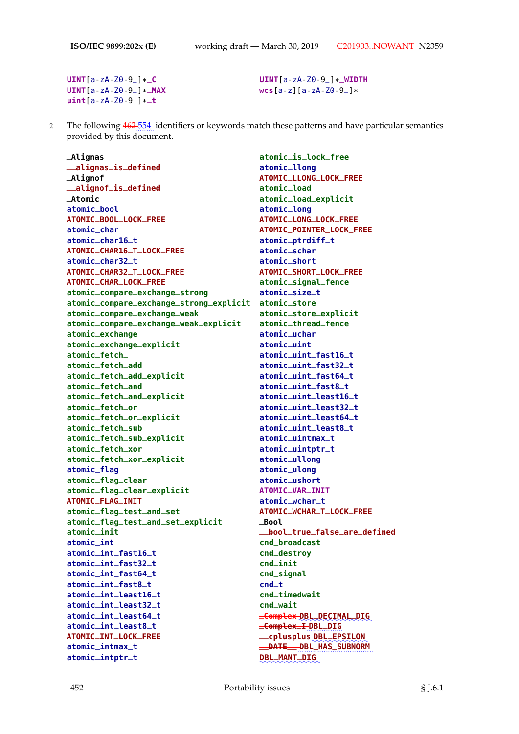```
UINT[a-zA-Z0-9_]*_C                 UINT[a-zA-Z0-9_]*_WIDTH
UINT[a-zA-Z0-9_]*_MAX               wcs[a-z][a-zA-Z0-9_]*
uint[a-zA-Z0-9_]*_t
```

2 The following ~~462~~ 554 identifiers or keywords match these patterns and have particular semantics provided by this document.

```
_Alignas
__alignas_is_defined
_Alignof
__alignof_is_defined
_Atomic
atomic_bool
ATOMIC_BOOL_LOCK_FREE
atomic_char
atomic_char16_t
ATOMIC_CHAR16_T_LOCK_FREE
atomic_char32_t
ATOMIC_CHAR32_T_LOCK_FREE
ATOMIC_CHAR_LOCK_FREE
atomic_compare_exchange_strong
atomic_compare_exchange_strong_explicit
atomic_compare_exchange_weak
atomic_compare_exchange_weak_explicit
atomic_exchange
atomic_exchange_explicit
atomic_fetch_
atomic_fetch_add
atomic_fetch_add_explicit
atomic_fetch_and
atomic_fetch_and_explicit
atomic_fetch_or
atomic_fetch_or_explicit
atomic_fetch_sub
atomic_fetch_sub_explicit
atomic_fetch_xor
atomic_fetch_xor_explicit
atomic_flag
atomic_flag_clear
atomic_flag_clear_explicit
ATOMIC_FLAG_INIT
atomic_flag_test_and_set
atomic_flag_test_and_set_explicit
atomic_init
atomic_int
atomic_int_fast16_t
atomic_int_fast32_t
atomic_int_fast64_t
atomic_int_fast8_t
atomic_int_least16_t
atomic_int_least32_t
atomic_int_least64_t
atomic_int_least8_t
ATOMIC_INT_LOCK_FREE
atomic_intmax_t
atomic_intptr_t
atomic_is_lock_free
atomic_llong
ATOMIC_LLONG_LOCK_FREE
atomic_load
atomic_load_explicit
atomic_long
ATOMIC_LONG_LOCK_FREE
ATOMIC_POINTER_LOCK_FREE
atomic_ptrdiff_t
atomic_schar
atomic_short
ATOMIC_SHORT_LOCK_FREE
atomic_signal_fence
atomic_size_t
atomic_store
atomic_store_explicit
atomic_thread_fence
atomic_uchar
atomic_uint
atomic_uint_fast16_t
atomic_uint_fast32_t
atomic_uint_fast64_t
atomic_uint_fast8_t
atomic_uint_least16_t
atomic_uint_least32_t
atomic_uint_least64_t
atomic_uint_least8_t
atomic_uintmax_t
atomic_uintptr_t
atomic_ullong
atomic_ulong
atomic_ushort
ATOMIC_VAR_INIT
atomic_wchar_t
ATOMIC_WCHAR_T_LOCK_FREE
_Bool
__bool_true_false_are_defined
cnd_broadcast
cnd_destroy
cnd_init
cnd_signal
cnd_t
cnd_timedwait
cnd_wait
~~_Complex~~ DBL_DECIMAL_DIG
~~_Complex_I~~ DBL_DIG
~~__cplusplus~~ DBL_EPSILON
~~__DATE__~~ DBL_HAS_SUBNORM
DBL_MANT_DIG
```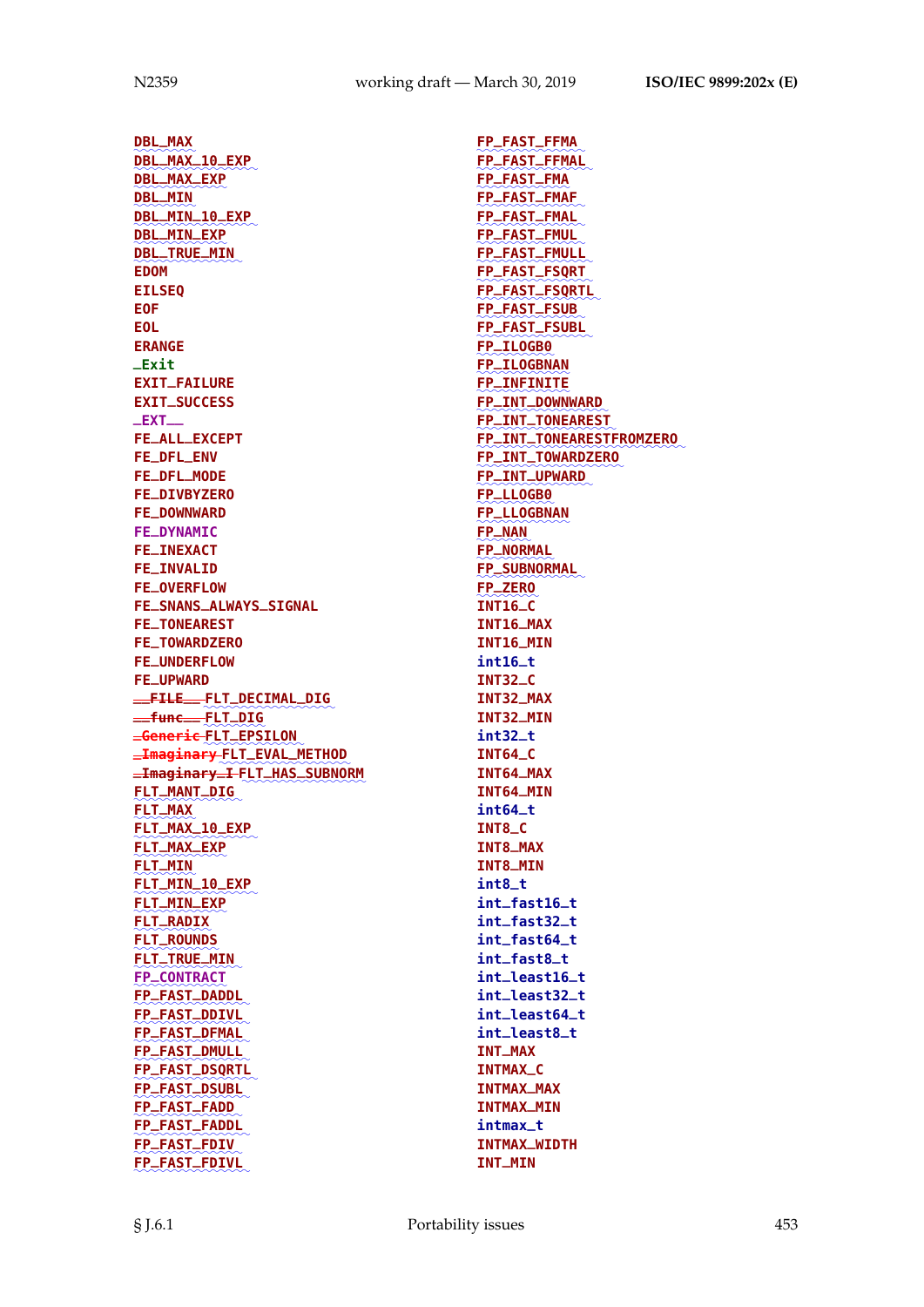DBL_MAX
DBL_MAX_10_EXP
DBL_MAX_EXP
DBL_MIN
DBL_MIN_10_EXP
DBL_MIN_EXP
DBL_TRUE_MIN
EDOM
EILSEQ
EOF
EOL
ERANGE
_Exit
EXIT_FAILURE
EXIT_SUCCESS
_EXT__
FE_ALL_EXCEPT
FE_DFL_ENV
FE_DFL_MODE
FE_DIVBYZERO
FE_DOWNWARD
FE_DYNAMIC
FE_INEXACT
FE_INVALID
FE_OVERFLOW
FE_SNANS_ALWAYS_SIGNAL
FE_TONEAREST
FE_TOWARDZERO
FE_UNDERFLOW
FE_UPWARD
~~__FILE__~~ FLT_DECIMAL_DIG
~~__func__~~ FLT_DIG
~~_Generic~~ FLT_EPSILON
~~_Imaginary~~ FLT_EVAL_METHOD
~~_Imaginary_I~~ FLT_HAS_SUBNORM
FLT_MANT_DIG
FLT_MAX
FLT_MAX_10_EXP
FLT_MAX_EXP
FLT_MIN
FLT_MIN_10_EXP
FLT_MIN_EXP
FLT_RADIX
FLT_ROUNDS
FLT_TRUE_MIN
FP_CONTRACT
FP_FAST_DADDL
FP_FAST_DDIVL
FP_FAST_DFMAL
FP_FAST_DMULL
FP_FAST_DSQRTL
FP_FAST_DSUBL
FP_FAST_FADD
FP_FAST_FADDL
FP_FAST_FDIV
FP_FAST_FDIVL
FP_FAST_FFMA
FP_FAST_FFMAL
FP_FAST_FMA
FP_FAST_FMAF
FP_FAST_FMAL
FP_FAST_FMUL
FP_FAST_FMULL
FP_FAST_FSQRT
FP_FAST_FSQRTL
FP_FAST_FSUB
FP_FAST_FSUBL
FP_ILOGB0
FP_ILOGBNAN
FP_INFINITE
FP_INT_DOWNWARD
FP_INT_TONEAREST
FP_INT_TONEARESTFROMZERO
FP_INT_TOWARDZERO
FP_INT_UPWARD
FP_LLOGB0
FP_LLOGBNAN
FP_NAN
FP_NORMAL
FP_SUBNORMAL
FP_ZERO
INT16_C
INT16_MAX
INT16_MIN
int16_t
INT32_C
INT32_MAX
INT32_MIN
int32_t
INT64_C
INT64_MAX
INT64_MIN
int64_t
INT8_C
INT8_MAX
INT8_MIN
int8_t
int_fast16_t
int_fast32_t
int_fast64_t
int_fast8_t
int_least16_t
int_least32_t
int_least64_t
int_least8_t
INT_MAX
INTMAX_C
INTMAX_MAX
INTMAX_MIN
intmax_t
INTMAX_WIDTH
INT_MIN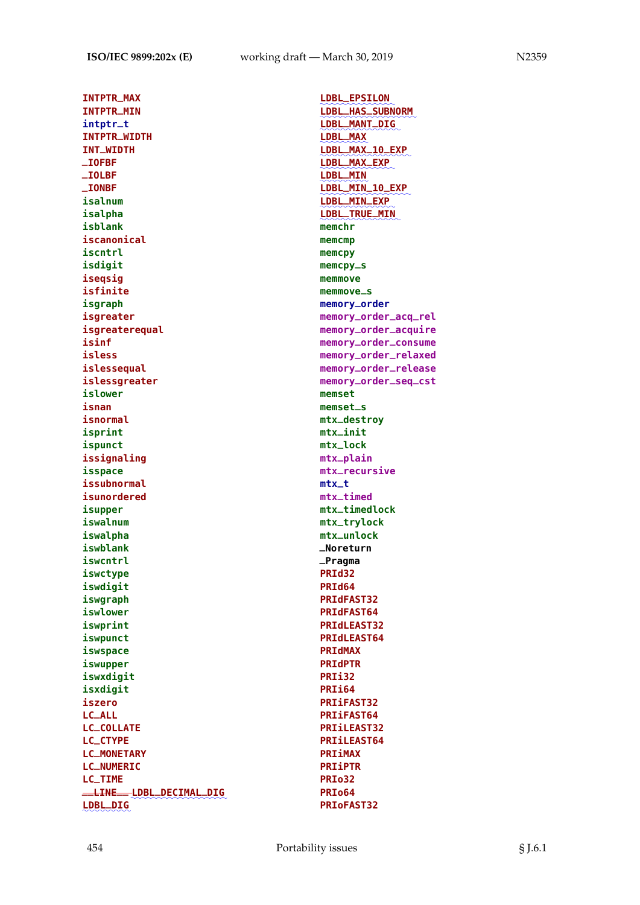INTPTR_MAX
INTPTR_MIN
intptr_t
INTPTR_WIDTH
INT_WIDTH
_IOFBF
_IOLBF
_IONBF
isalnum
isalpha
isblank
iscanonical
iscntrl
isdigit
iseqsig
isfinite
isgraph
isgreater
isgreaterequal
isinf
isless
islessequal
islessgreater
islower
isnan
isnormal
isprint
ispunct
issignaling
isspace
issubnormal
isunordered
isupper
iswalnum
iswalpha
iswblank
iswcntrl
iswctype
iswdigit
iswgraph
iswlower
iswprint
iswpunct
iswspace
iswupper
iswxdigit
isxdigit
iszero
LC_ALL
LC_COLLATE
LC_CTYPE
LC_MONETARY
LC_NUMERIC
LC_TIME
~~__LINE__~~ LDBL_DECIMAL_DIG
LDBL_DIG
LDBL_EPSILON
LDBL_HAS_SUBNORM
LDBL_MANT_DIG
LDBL_MAX
LDBL_MAX_10_EXP
LDBL_MAX_EXP
LDBL_MIN
LDBL_MIN_10_EXP
LDBL_MIN_EXP
LDBL_TRUE_MIN
memchr
memcmp
memcpy
memcpy_s
memmove
memmove_s
memory_order
memory_order_acq_rel
memory_order_acquire
memory_order_consume
memory_order_relaxed
memory_order_release
memory_order_seq_cst
memset
memset_s
mtx_destroy
mtx_init
mtx_lock
mtx_plain
mtx_recursive
mtx_t
mtx_timed
mtx_timedlock
mtx_trylock
mtx_unlock
_Noreturn
_Pragma
PRId32
PRId64
PRIdFAST32
PRIdFAST64
PRIdLEAST32
PRIdLEAST64
PRIdMAX
PRIdPTR
PRIi32
PRIi64
PRIiFAST32
PRIiFAST64
PRIiLEAST32
PRIiLEAST64
PRIiMAX
PRIiPTR
PRIo32
PRIo64
PRIoFAST32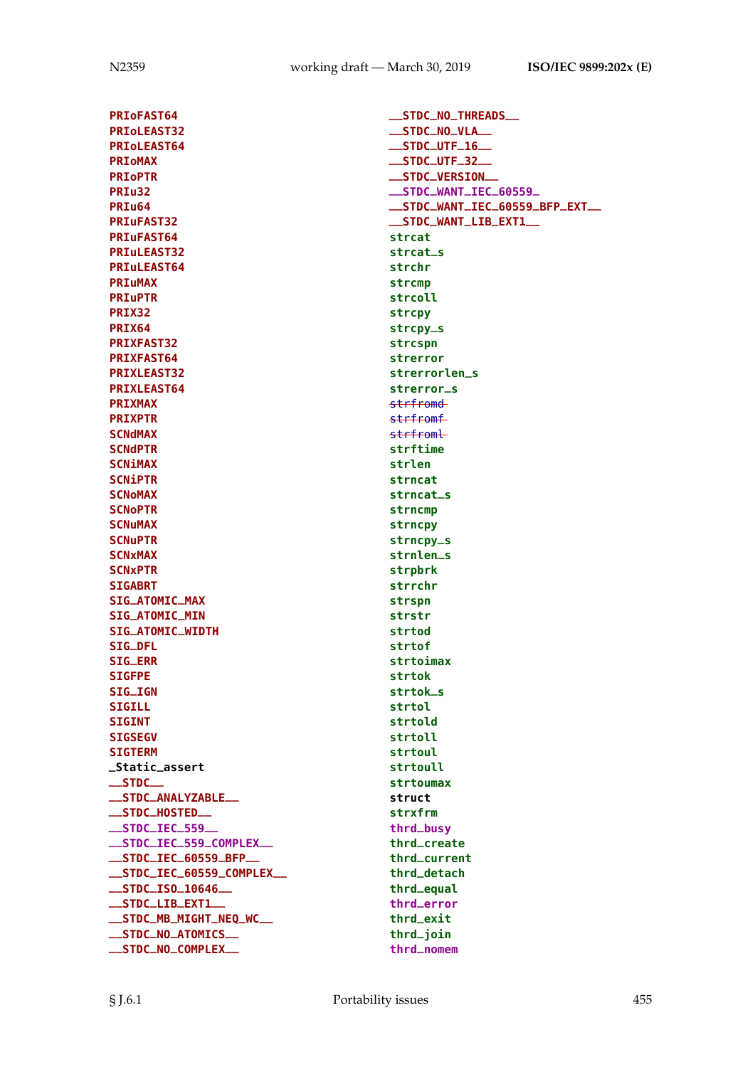PRIoFAST64
PRIoLEAST32
PRIoLEAST64
PRIoMAX
PRIoPTR
PRIu32
PRIu64
PRIuFAST32
PRIuFAST64
PRIuLEAST32
PRIuLEAST64
PRIuMAX
PRIuPTR
PRIX32
PRIX64
PRIXFAST32
PRIXFAST64
PRIXLEAST32
PRIXLEAST64
PRIXMAX
PRIXPTR
SCNdMAX
SCNdPTR
SCNiMAX
SCNiPTR
SCNoMAX
SCNoPTR
SCNuMAX
SCNuPTR
SCNxMAX
SCNxPTR
SIGABRT
SIG_ATOMIC_MAX
SIG_ATOMIC_MIN
SIG_ATOMIC_WIDTH
SIG_DFL
SIG_ERR
SIGFPE
SIG_IGN
SIGILL
SIGINT
SIGSEGV
SIGTERM
_Static_assert
__STDC__
__STDC_ANALYZABLE__
__STDC_HOSTED__
__STDC_IEC_559__
__STDC_IEC_559_COMPLEX__
__STDC_IEC_60559_BFP__
__STDC_IEC_60559_COMPLEX__
__STDC_ISO_10646__
__STDC_LIB_EXT1__
__STDC_MB_MIGHT_NEQ_WC__
__STDC_NO_ATOMICS__
__STDC_NO_COMPLEX__
__STDC_NO_THREADS__
__STDC_NO_VLA__
__STDC_UTF_16__
__STDC_UTF_32__
__STDC_VERSION__
__STDC_WANT_IEC_60559_
__STDC_WANT_IEC_60559_BFP_EXT__
__STDC_WANT_LIB_EXT1__
strcat
strcat_s
strchr
strcmp
strcoll
strcpy
strcpy_s
strcspn
strerror
strerrorlen_s
strerror_s
~~strfromd~~
~~strfromf~~
~~strfroml~~
strftime
strlen
strncat
strncat_s
strncmp
strncpy
strncpy_s
strnlen_s
strpbrk
strrchr
strspn
strstr
strtod
strtof
strtoimax
strtok
strtok_s
strtol
strtold
strtoll
strtoul
strtoull
strtoumax
struct
strxfrm
thrd_busy
thrd_create
thrd_current
thrd_detach
thrd_equal
thrd_error
thrd_exit
thrd_join
thrd_nomem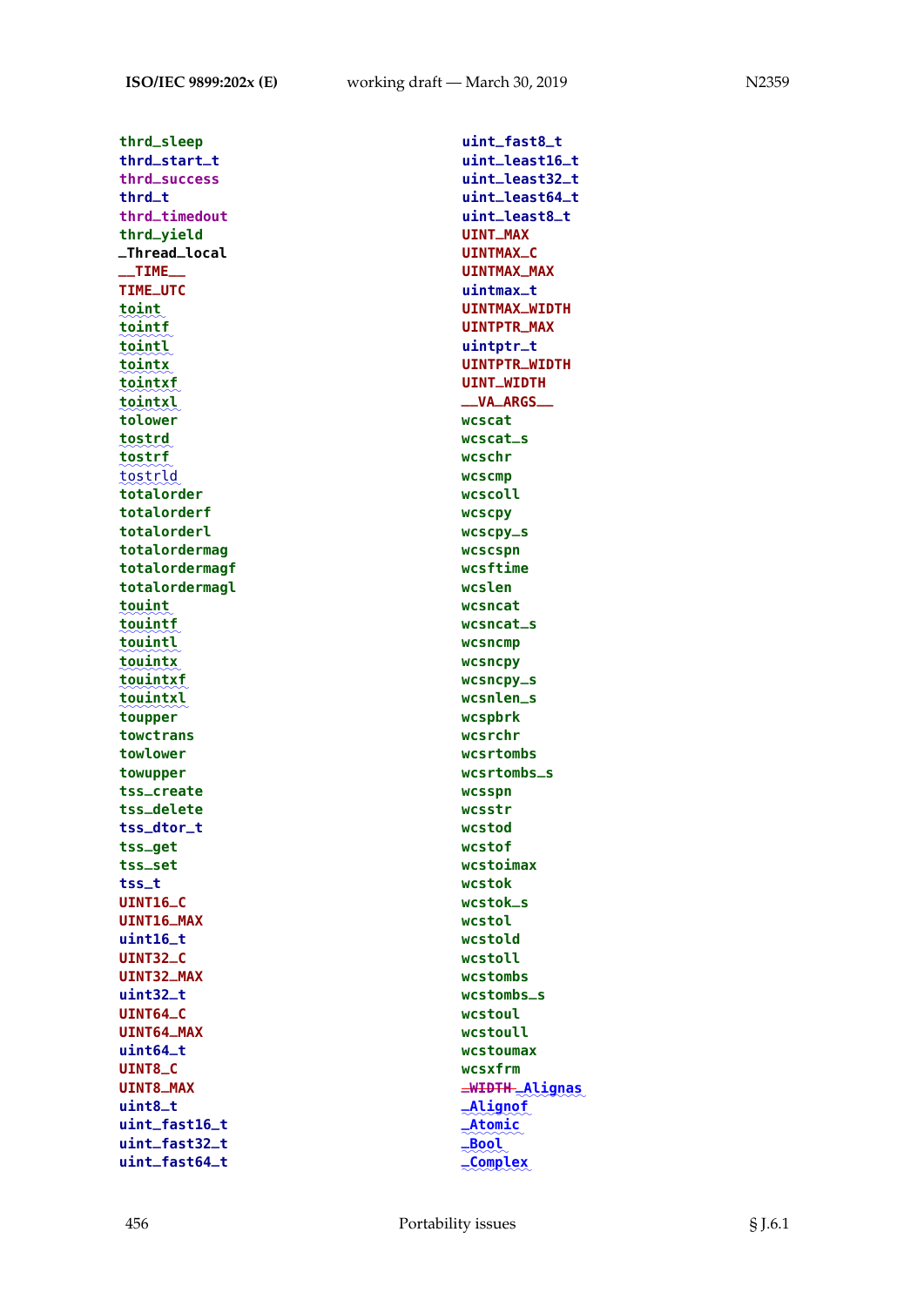thrd_sleep
thrd_start_t
thrd_success
thrd_t
thrd_timedout
thrd_yield
_Thread_local
__TIME__
TIME_UTC
toint
tointf
tointl
tointx
tointxf
tointxl
tolower
tostrd
tostrf
tostrld
totalorder
totalorderf
totalorderl
totalordermag
totalordermagf
totalordermagl
touint
touintf
touintl
touintx
touintxf
touintxl
toupper
towctrans
towlower
towupper
tss_create
tss_delete
tss_dtor_t
tss_get
tss_set
tss_t
UINT16_C
UINT16_MAX
uint16_t
UINT32_C
UINT32_MAX
uint32_t
UINT64_C
UINT64_MAX
uint64_t
UINT8_C
UINT8_MAX
uint8_t
uint_fast16_t
uint_fast32_t
uint_fast64_t
uint_fast8_t
uint_least16_t
uint_least32_t
uint_least64_t
uint_least8_t
UINT_MAX
UINTMAX_C
UINTMAX_MAX
uintmax_t
UINTMAX_WIDTH
UINTPTR_MAX
uintptr_t
UINTPTR_WIDTH
UINT_WIDTH
__VA_ARGS__
wcscat
wcscat_s
wcschr
wcscmp
wcscoll
wcscpy
wcscpy_s
wcscspn
wcsftime
wcslen
wcsncat
wcsncat_s
wcsncmp
wcsncpy
wcsncpy_s
wcsnlen_s
wcspbrk
wcsrchr
wcsrtombs
wcsrtombs_s
wcsspn
wcsstr
wcstod
wcstof
wcstoimax
wcstok
wcstok_s
wcstol
wcstold
wcstoll
wcstombs
wcstombs_s
wcstoul
wcstoull
wcstoumax
wcsxfrm
~~_WIDTH~~ _Alignas
_Alignof
_Atomic
_Bool
_Complex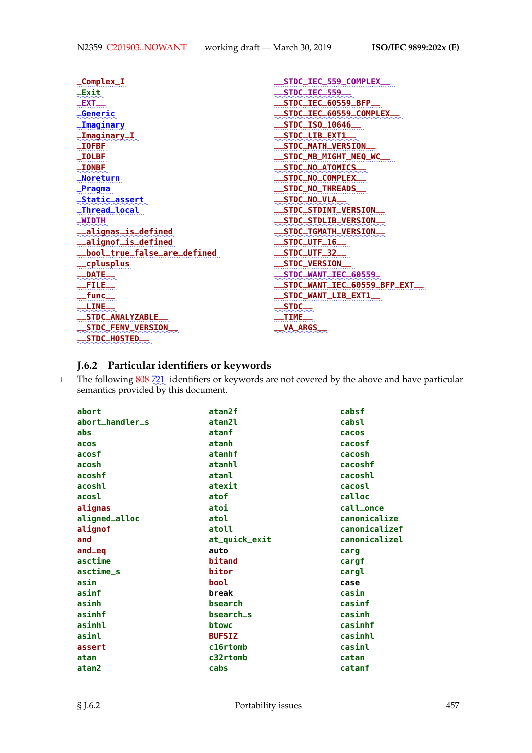_Complex_I
_Exit
_EXT__
_Generic
_Imaginary
_Imaginary_I
_IOFBF
_IOLBF
_IONBF
_Noreturn
_Pragma
_Static_assert
_Thread_local
_WIDTH
__alignas_is_defined
__alignof_is_defined
__bool_true_false_are_defined
__cplusplus
__DATE__
__FILE__
__func__
__LINE__
__STDC_ANALYZABLE__
__STDC_FENV_VERSION__
__STDC_HOSTED__
__STDC_IEC_559_COMPLEX__
__STDC_IEC_559__
__STDC_IEC_60559_BFP__
__STDC_IEC_60559_COMPLEX__
__STDC_ISO_10646__
__STDC_LIB_EXT1__
__STDC_MATH_VERSION__
__STDC_MB_MIGHT_NEQ_WC__
__STDC_NO_ATOMICS__
__STDC_NO_COMPLEX__
__STDC_NO_THREADS__
__STDC_NO_VLA__
__STDC_STDINT_VERSION__
__STDC_STDLIB_VERSION__
__STDC_TGMATH_VERSION__
__STDC_UTF_16__
__STDC_UTF_32__
__STDC_VERSION__
__STDC_WANT_IEC_60559_
__STDC_WANT_IEC_60559_BFP_EXT__
__STDC_WANT_LIB_EXT1__
__STDC__
__TIME__
__VA_ARGS__

### J.6.2 Particular identifiers or keywords

1 The following ~~808~~ 721 identifiers or keywords are not covered by the above and have particular semantics provided by this document.

abort
abort_handler_s
abs
acos
acosf
acosh
acoshf
acoshl
acosl
alignas
aligned_alloc
alignof
and
and_eq
asctime
asctime_s
asin
asinf
asinh
asinhf
asinhl
asinl
assert
atan
atan2
atan2f
atan2l
atanf
atanh
atanhf
atanhl
atanl
atexit
atof
atoi
atol
atoll
at_quick_exit
auto
bitand
bitor
bool
break
bsearch
bsearch_s
btowc
BUFSIZ
c16rtomb
c32rtomb
cabs
cabsf
cabsl
cacos
cacosf
cacosh
cacoshf
cacoshl
cacosl
calloc
call_once
canonicalize
canonicalizef
canonicalizel
carg
cargf
cargl
case
casin
casinf
casinh
casinhf
casinhl
casinl
catan
catanf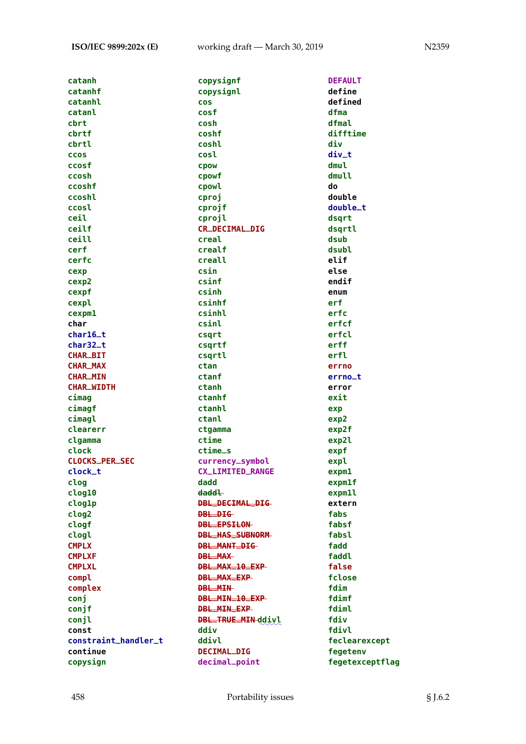catanh
catanhf
catanhl
catanl
cbrt
cbrtf
cbrtl
ccos
ccosf
ccosh
ccoshf
ccoshl
ccosl
ceil
ceilf
ceill
cerf
cerfc
cexp
cexp2
cexpf
cexpl
cexpm1
char
char16_t
char32_t
CHAR_BIT
CHAR_MAX
CHAR_MIN
CHAR_WIDTH
cimag
cimagf
cimagl
clearerr
clgamma
clock
CLOCKS_PER_SEC
clock_t
clog
clog10
clog1p
clog2
clogf
clogl
CMPLX
CMPLXF
CMPLXL
compl
complex
conj
conjf
conjl
const
constraint_handler_t
continue
copysign
copysignf
copysignl
cos
cosf
cosh
coshf
coshl
cosl
cpow
cpowf
cpowl
cproj
cprojf
cprojl
CR_DECIMAL_DIG
creal
crealf
creall
csin
csinf
csinh
csinhf
csinhl
csinl
csqrt
csqrtf
csqrtl
ctan
ctanf
ctanh
ctanhf
ctanhl
ctanl
ctgamma
ctime
ctime_s
currency_symbol
CX_LIMITED_RANGE
dadd
~~daddl~~
~~DBL_DECIMAL_DIG~~
~~DBL_DIG~~
~~DBL_EPSILON~~
~~DBL_HAS_SUBNORM~~
~~DBL_MANT_DIG~~
~~DBL_MAX~~
~~DBL_MAX_10_EXP~~
~~DBL_MAX_EXP~~
~~DBL_MIN~~
~~DBL_MIN_10_EXP~~
~~DBL_MIN_EXP~~
~~DBL_TRUE_MIN~~ ddivl
ddiv
ddivl
DECIMAL_DIG
decimal_point
DEFAULT
define
defined
dfma
dfmal
difftime
div
div_t
dmul
dmull
do
double
double_t
dsqrt
dsqrtl
dsub
dsubl
elif
else
endif
enum
erf
erfc
erfcf
erfcl
erff
erfl
errno
errno_t
error
exit
exp
exp2
exp2f
exp2l
expf
expl
expm1
expm1f
expm1l
extern
fabs
fabsf
fabsl
fadd
faddl
false
fclose
fdim
fdimf
fdiml
fdiv
fdivl
feclearexcept
fegetenv
fegetexceptflag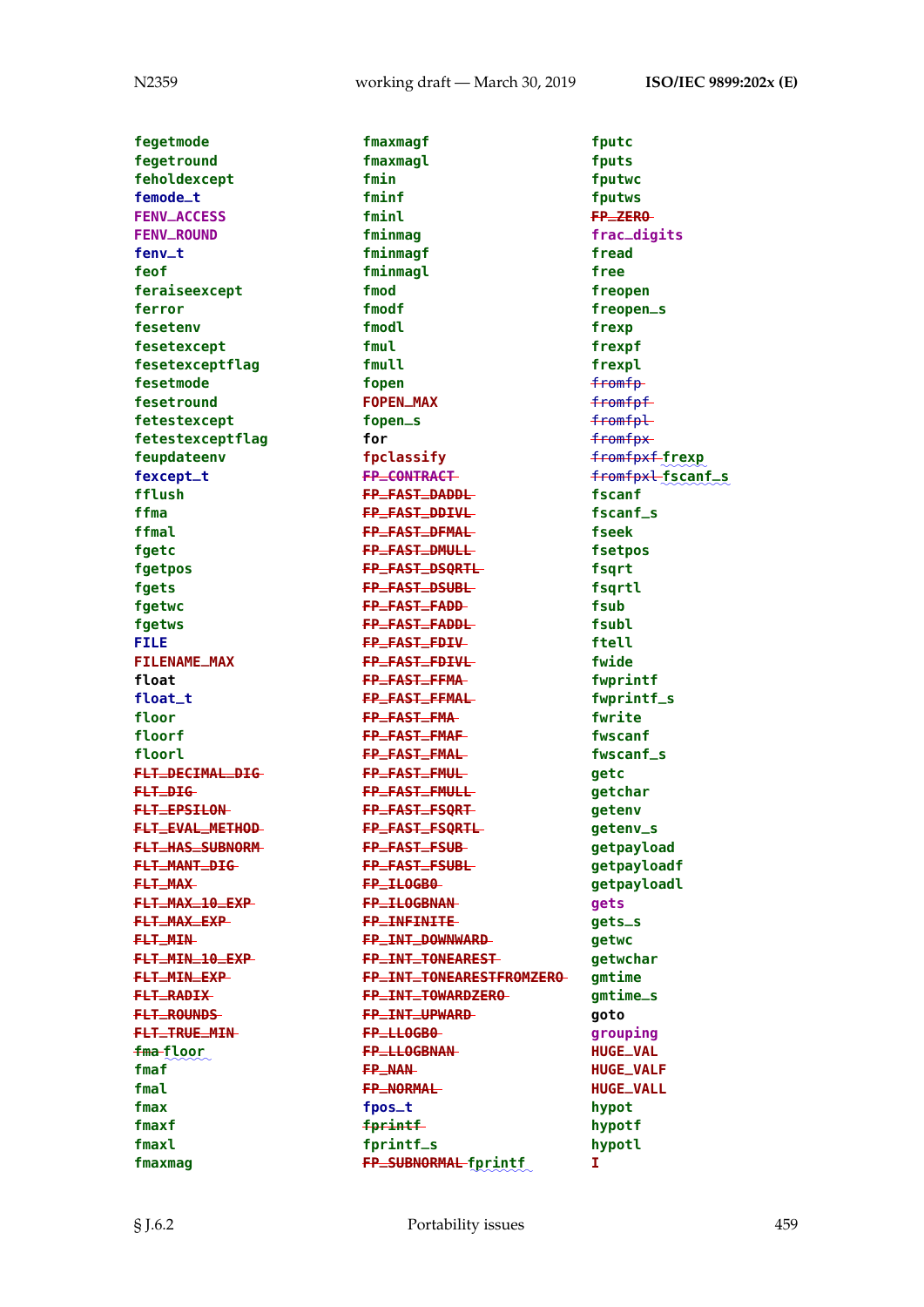fegetmode
fegetround
feholdexcept
femode_t
FENV_ACCESS
FENV_ROUND
fenv_t
feof
feraiseexcept
ferror
fesetenv
fesetexcept
fesetexceptflag
fesetmode
fesetround
fetestexcept
fetestexceptflag
feupdateenv
fexcept_t
fflush
ffma
ffmal
fgetc
fgetpos
fgets
fgetwc
fgetws
FILE
FILENAME_MAX
float
float_t
floor
floorf
floorl
~~FLT_DECIMAL_DIG~~
~~FLT_DIG~~
~~FLT_EPSILON~~
~~FLT_EVAL_METHOD~~
~~FLT_HAS_SUBNORM~~
~~FLT_MANT_DIG~~
~~FLT_MAX~~
~~FLT_MAX_10_EXP~~
~~FLT_MAX_EXP~~
~~FLT_MIN~~
~~FLT_MIN_10_EXP~~
~~FLT_MIN_EXP~~
~~FLT_RADIX~~
~~FLT_ROUNDS~~
~~FLT_TRUE_MIN~~
~~fma~~ floor
fmaf
fmal
fmax
fmaxf
fmaxl
fmaxmag
fmaxmagf
fmaxmagl
fmin
fminf
fminl
fminmag
fminmagf
fminmagl
fmod
fmodf
fmodl
fmul
fmull
fopen
FOPEN_MAX
fopen_s
for
fpclassify
~~FP_CONTRACT~~
~~FP_FAST_DADDL~~
~~FP_FAST_DDIVL~~
~~FP_FAST_DFMAL~~
~~FP_FAST_DMULL~~
~~FP_FAST_DSQRTL~~
~~FP_FAST_DSUBL~~
~~FP_FAST_FADD~~
~~FP_FAST_FADDL~~
~~FP_FAST_FDIV~~
~~FP_FAST_FDIVL~~
~~FP_FAST_FFMA~~
~~FP_FAST_FFMAL~~
~~FP_FAST_FMA~~
~~FP_FAST_FMAF~~
~~FP_FAST_FMAL~~
~~FP_FAST_FMUL~~
~~FP_FAST_FMULL~~
~~FP_FAST_FSQRT~~
~~FP_FAST_FSQRTL~~
~~FP_FAST_FSUB~~
~~FP_FAST_FSUBL~~
~~FP_ILOGB0~~
~~FP_ILOGBNAN~~
~~FP_INFINITE~~
~~FP_INT_DOWNWARD~~
~~FP_INT_TONEAREST~~
~~FP_INT_TONEARESTFROMZERO~~
~~FP_INT_TOWARDZERO~~
~~FP_INT_UPWARD~~
~~FP_LLOGB0~~
~~FP_LLOGBNAN~~
~~FP_NAN~~
~~FP_NORMAL~~
fpos_t
~~fprintf~~
fprintf_s
~~FP_SUBNORMAL~~ fprintf
fputc
fputs
fputwc
fputws
~~FP_ZERO~~
frac_digits
fread
free
freopen
freopen_s
frexp
frexpf
frexpl
~~fromfp~~
~~fromfpf~~
~~fromfpl~~
~~fromfpx~~
~~fromfpxf~~ frexp
~~fromfpxl~~ fscanf_s
fscanf
fscanf_s
fseek
fsetpos
fsqrt
fsqrtl
fsub
fsubl
ftell
fwide
fwprintf
fwprintf_s
fwrite
fwscanf
fwscanf_s
getc
getchar
getenv
getenv_s
getpayload
getpayloadf
getpayloadl
gets
gets_s
getwc
getwchar
gmtime
gmtime_s
goto
grouping
HUGE_VAL
HUGE_VALF
HUGE_VALL
hypot
hypotf
hypotl
I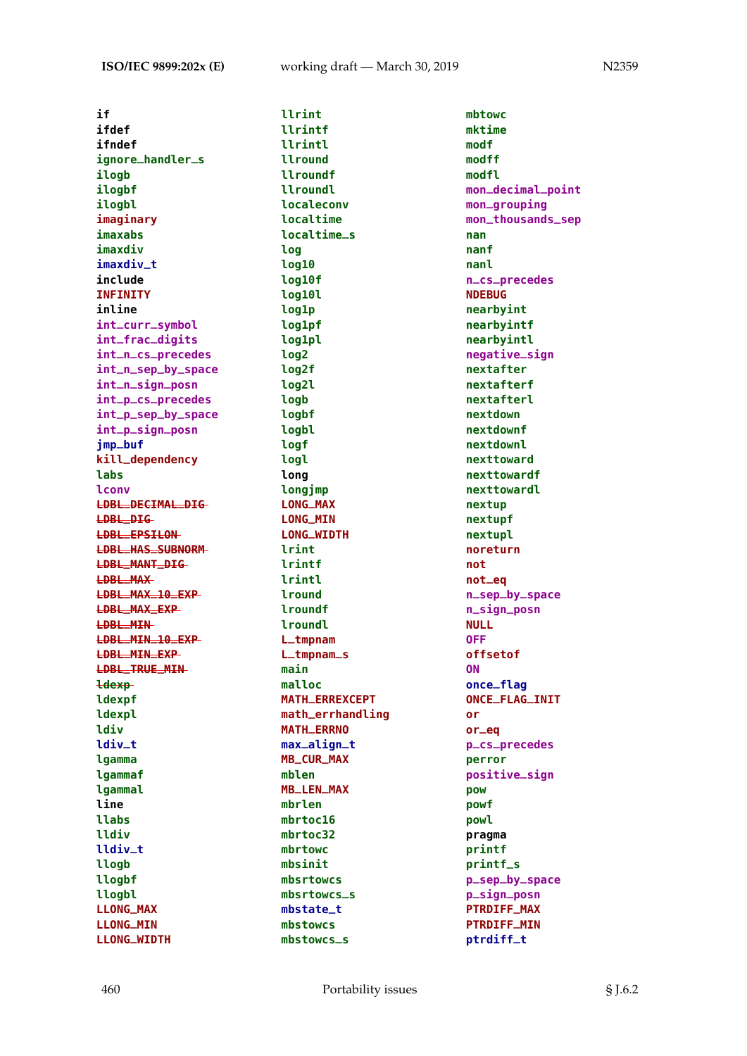if
ifdef
ifndef
ignore_handler_s
ilogb
ilogbf
ilogbl
imaginary
imaxabs
imaxdiv
imaxdiv_t
include
INFINITY
inline
int_curr_symbol
int_frac_digits
int_n_cs_precedes
int_n_sep_by_space
int_n_sign_posn
int_p_cs_precedes
int_p_sep_by_space
int_p_sign_posn
jmp_buf
kill_dependency
labs
lconv
~~LDBL_DECIMAL_DIG~~
~~LDBL_DIG~~
~~LDBL_EPSILON~~
~~LDBL_HAS_SUBNORM~~
~~LDBL_MANT_DIG~~
~~LDBL_MAX~~
~~LDBL_MAX_10_EXP~~
~~LDBL_MAX_EXP~~
~~LDBL_MIN~~
~~LDBL_MIN_10_EXP~~
~~LDBL_MIN_EXP~~
~~LDBL_TRUE_MIN~~
~~ldexp~~
ldexpf
ldexpl
ldiv
ldiv_t
lgamma
lgammaf
lgammal
line
llabs
lldiv
lldiv_t
llogb
llogbf
llogbl
LLONG_MAX
LLONG_MIN
LLONG_WIDTH
llrint
llrintf
llrintl
llround
llroundf
llroundl
localeconv
localtime
localtime_s
log
log10
log10f
log10l
log1p
log1pf
log1pl
log2
log2f
log2l
logb
logbf
logbl
logf
logl
long
longjmp
LONG_MAX
LONG_MIN
LONG_WIDTH
lrint
lrintf
lrintl
lround
lroundf
lroundl
L_tmpnam
L_tmpnam_s
main
malloc
MATH_ERREXCEPT
math_errhandling
MATH_ERRNO
max_align_t
MB_CUR_MAX
mblen
MB_LEN_MAX
mbrlen
mbrtoc16
mbrtoc32
mbrtowc
mbsinit
mbsrtowcs
mbsrtowcs_s
mbstate_t
mbstowcs
mbstowcs_s
mbtowc
mktime
modf
modff
modfl
mon_decimal_point
mon_grouping
mon_thousands_sep
nan
nanf
nanl
n_cs_precedes
NDEBUG
nearbyint
nearbyintf
nearbyintl
negative_sign
nextafter
nextafterf
nextafterl
nextdown
nextdownf
nextdownl
nexttoward
nexttowardf
nexttowardl
nextup
nextupf
nextupl
noreturn
not
not_eq
n_sep_by_space
n_sign_posn
NULL
OFF
offsetof
ON
once_flag
ONCE_FLAG_INIT
or
or_eq
p_cs_precedes
perror
positive_sign
pow
powf
powl
pragma
printf
printf_s
p_sep_by_space
p_sign_posn
PTRDIFF_MAX
PTRDIFF_MIN
ptrdiff_t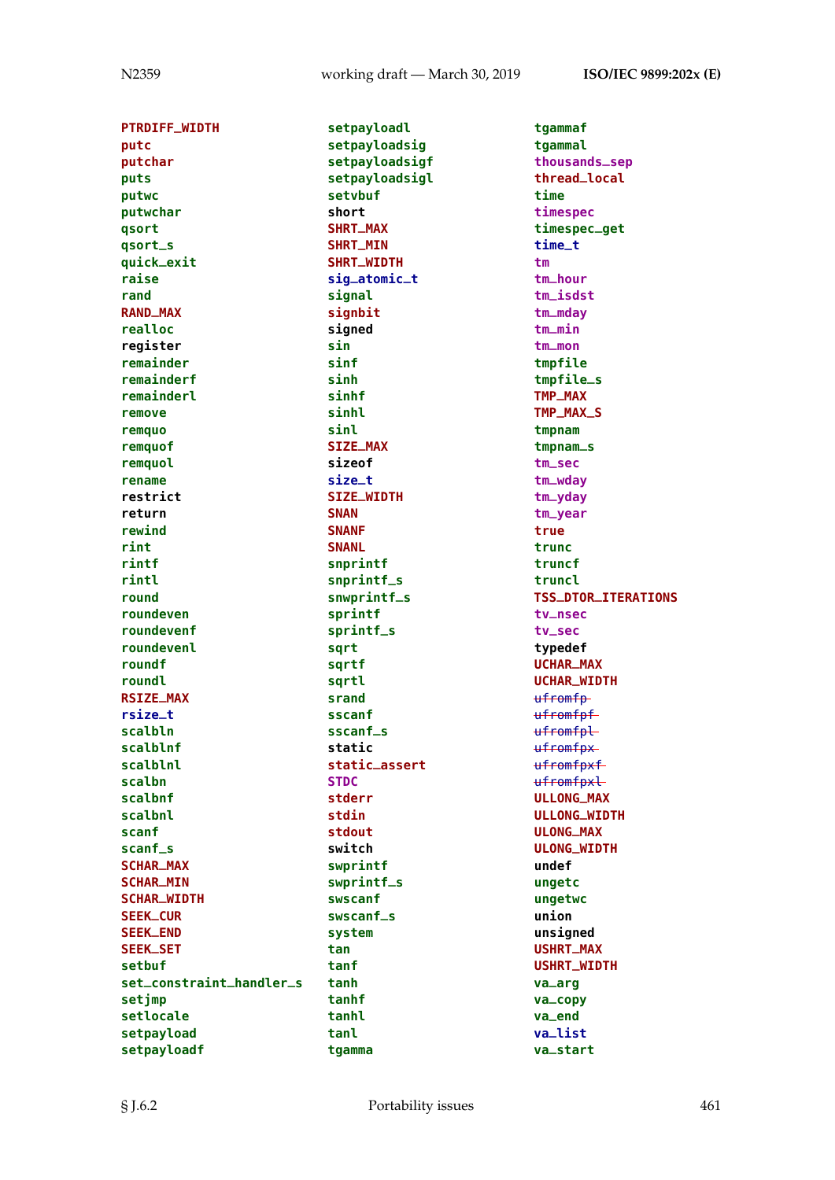PTRDIFF_WIDTH
putc
putchar
puts
putwc
putwchar
qsort
qsort_s
quick_exit
raise
rand
RAND_MAX
realloc
register
remainder
remainderf
remainderl
remove
remquo
remquof
remquol
rename
restrict
return
rewind
rint
rintf
rintl
round
roundeven
roundevenf
roundevenl
roundf
roundl
RSIZE_MAX
rsize_t
scalbln
scalblnf
scalblnl
scalbn
scalbnf
scalbnl
scanf
scanf_s
SCHAR_MAX
SCHAR_MIN
SCHAR_WIDTH
SEEK_CUR
SEEK_END
SEEK_SET
setbuf
set_constraint_handler_s
setjmp
setlocale
setpayload
setpayloadf
setpayloadl
setpayloadsig
setpayloadsigf
setpayloadsigl
setvbuf
short
SHRT_MAX
SHRT_MIN
SHRT_WIDTH
sig_atomic_t
signal
signbit
signed
sin
sinf
sinh
sinhf
sinhl
sinl
SIZE_MAX
sizeof
size_t
SIZE_WIDTH
SNAN
SNANF
SNANL
snprintf
snprintf_s
snwprintf_s
sprintf
sprintf_s
sqrt
sqrtf
sqrtl
srand
sscanf
sscanf_s
static
static_assert
STDC
stderr
stdin
stdout
switch
swprintf
swprintf_s
swscanf
swscanf_s
system
tan
tanf
tanh
tanhf
tanhl
tanl
tgamma
tgammaf
tgammal
thousands_sep
thread_local
time
timespec
timespec_get
time_t
tm
tm_hour
tm_isdst
tm_mday
tm_min
tm_mon
tmpfile
tmpfile_s
TMP_MAX
TMP_MAX_S
tmpnam
tmpnam_s
tm_sec
tm_wday
tm_yday
tm_year
true
trunc
truncf
truncl
TSS_DTOR_ITERATIONS
tv_nsec
tv_sec
typedef
UCHAR_MAX
UCHAR_WIDTH
~~ufromfp~~
~~ufromfpf~~
~~ufromfpl~~
~~ufromfpx~~
~~ufromfpxf~~
~~ufromfpxl~~
ULLONG_MAX
ULLONG_WIDTH
ULONG_MAX
ULONG_WIDTH
undef
ungetc
ungetwc
union
unsigned
USHRT_MAX
USHRT_WIDTH
va_arg
va_copy
va_end
va_list
va_start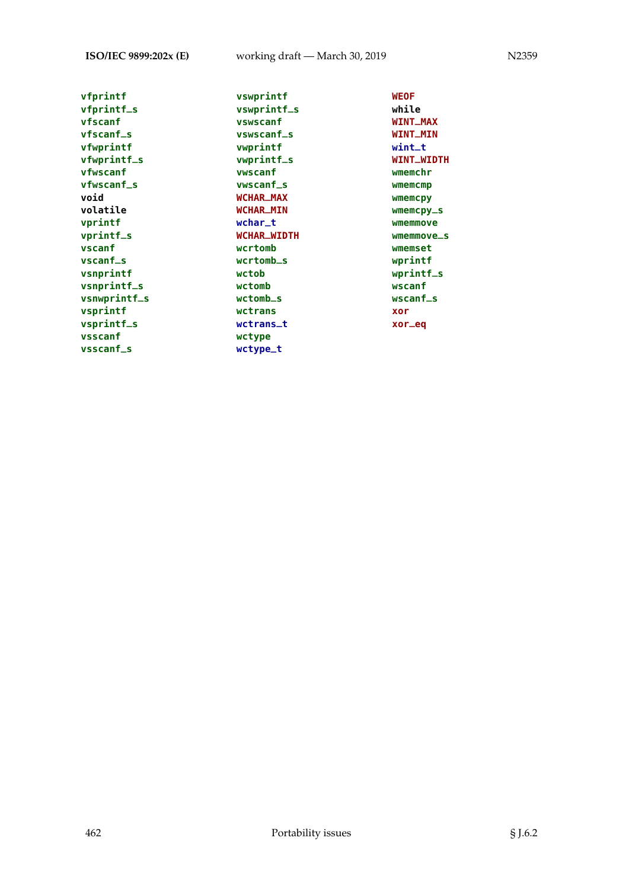vfprintf
vfprintf_s
vfscanf
vfscanf_s
vfwprintf
vfwprintf_s
vfwscanf
vfwscanf_s
void
volatile
vprintf
vprintf_s
vscanf
vscanf_s
vsnprintf
vsnprintf_s
vsnwprintf_s
vsprintf
vsprintf_s
vsscanf
vsscanf_s
vswprintf
vswprintf_s
vswscanf
vswscanf_s
vwprintf
vwprintf_s
vwscanf
vwscanf_s
WCHAR_MAX
WCHAR_MIN
wchar_t
WCHAR_WIDTH
wcrtomb
wcrtomb_s
wctob
wctomb
wctomb_s
wctrans
wctrans_t
wctype
wctype_t
WEOF
while
WINT_MAX
WINT_MIN
wint_t
WINT_WIDTH
wmemchr
wmemcmp
wmemcpy
wmemcpy_s
wmemmove
wmemmove_s
wmemset
wprintf
wprintf_s
wscanf
wscanf_s
xor
xor_eq